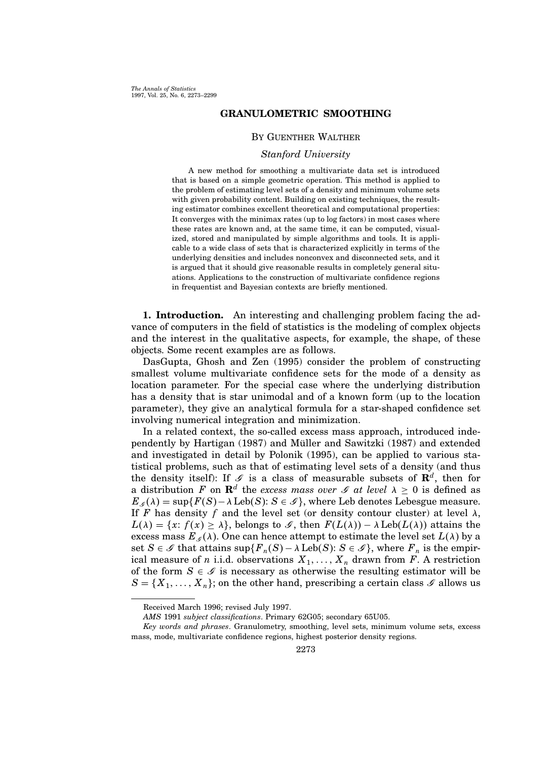# GRANULOMETRIC SMOOTHING

By Guenther Walther

*Stanford University*

A new method for smoothing a multivariate data set is introduced that is based on a simple geometric operation. This method is applied to the problem of estimating level sets of a density and minimum volume sets with given probability content. Building on existing techniques, the resulting estimator combines excellent theoretical and computational properties: It converges with the minimax rates (up to log factors) in most cases where these rates are known and, at the same time, it can be computed, visualized, stored and manipulated by simple algorithms and tools. It is applicable to a wide class of sets that is characterized explicitly in terms of the underlying densities and includes nonconvex and disconnected sets, and it is argued that it should give reasonable results in completely general situations. Applications to the construction of multivariate confidence regions in frequentist and Bayesian contexts are briefly mentioned.

**1. Introduction.** An interesting and challenging problem facing the advance of computers in the field of statistics is the modeling of complex objects and the interest in the qualitative aspects, for example, the shape, of these objects. Some recent examples are as follows.

DasGupta, Ghosh and Zen (1995) consider the problem of constructing smallest volume multivariate confidence sets for the mode of a density as location parameter. For the special case where the underlying distribution has a density that is star unimodal and of a known form (up to the location parameter), they give an analytical formula for a star-shaped confidence set involving numerical integration and minimization.

In a related context, the so-called excess mass approach, introduced independently by Hartigan (1987) and Müller and Sawitzki (1987) and extended and investigated in detail by Polonik (1995), can be applied to various statistical problems, such as that of estimating level sets of a density (and thus the density itself): If $\mathscr{G}$ is a class of measurable subsets of $\mathbf{R}^d$, then for a distribution $F$ on $\mathbf{R}^d$ the *excess mass over* $\mathscr{G}$ *at level* $\lambda \geq 0$ is defined as $E_{\mathscr{G}}(\lambda) = \sup\{F(S) - \lambda \operatorname{Leb}(S)\colon S \in \mathscr{G}\}$, where Leb denotes Lebesgue measure. If $F$ has density $f$ and the level set (or density contour cluster) at level $\lambda$, $L(\lambda) = \{x\colon f(x) \geq \lambda\}$, belongs to $\mathscr{G}$, then $F(L(\lambda)) - \lambda \operatorname{Leb}(L(\lambda))$ attains the excess mass $E_{\mathscr{G}}(\lambda)$. One can hence attempt to estimate the level set $L(\lambda)$ by a set $S \in \mathscr{G}$ that attains $\sup\{F_n(S) - \lambda \operatorname{Leb}(S)\colon S \in \mathscr{G}\}$, where $F_n$ is the empirical measure of $n$ i.i.d. observations $X_1, \dots, X_n$ drawn from $F$. A restriction of the form $S \in \mathscr{G}$ is necessary as otherwise the resulting estimator will be $S = \{X_1, \dots, X_n\}$; on the other hand, prescribing a certain class $\mathscr{G}$ allows us

---

Received March 1996; revised July 1997.

*AMS* 1991 *subject classifications*. Primary 62G05; secondary 65U05.

*Key words and phrases*. Granulometry, smoothing, level sets, minimum volume sets, excess mass, mode, multivariate confidence regions, highest posterior density regions.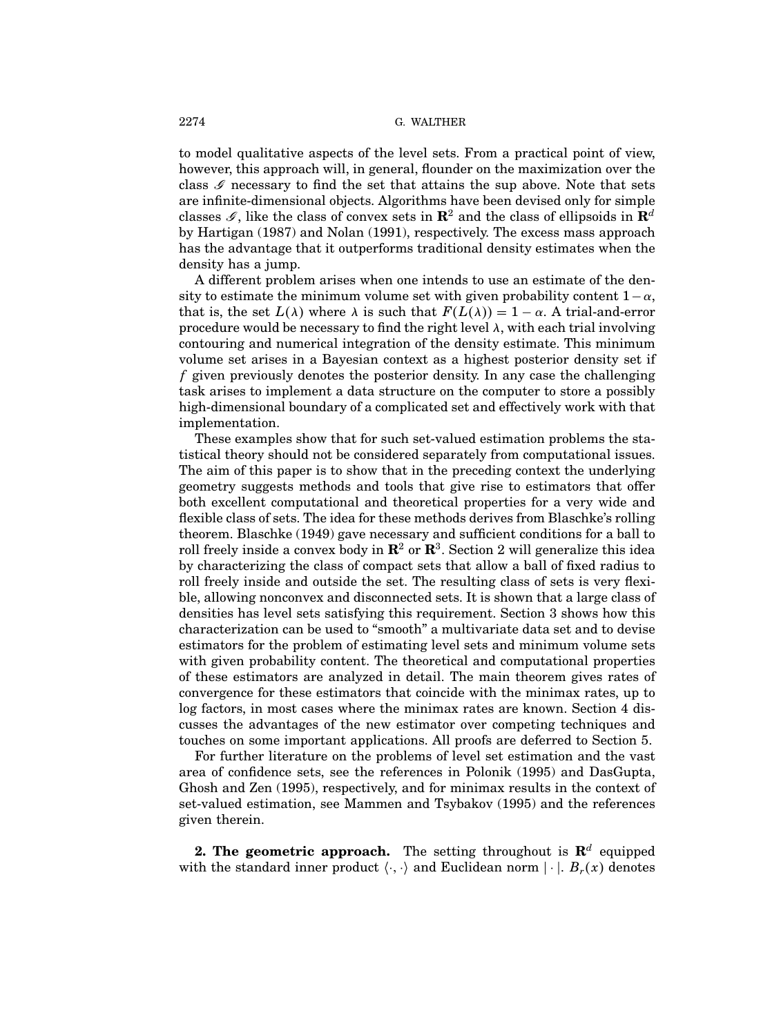to model qualitative aspects of the level sets. From a practical point of view, however, this approach will, in general, flounder on the maximization over the class $\mathscr{G}$ necessary to find the set that attains the sup above. Note that sets are infinite-dimensional objects. Algorithms have been devised only for simple classes $\mathscr{G}$, like the class of convex sets in $\mathbf{R}^2$ and the class of ellipsoids in $\mathbf{R}^d$ by Hartigan (1987) and Nolan (1991), respectively. The excess mass approach has the advantage that it outperforms traditional density estimates when the density has a jump.

A different problem arises when one intends to use an estimate of the density to estimate the minimum volume set with given probability content $1-\alpha$, that is, the set $L(\lambda)$ where $\lambda$ is such that $F(L(\lambda)) = 1 - \alpha$. A trial-and-error procedure would be necessary to find the right level $\lambda$, with each trial involving contouring and numerical integration of the density estimate. This minimum volume set arises in a Bayesian context as a highest posterior density set if $f$ given previously denotes the posterior density. In any case the challenging task arises to implement a data structure on the computer to store a possibly high-dimensional boundary of a complicated set and effectively work with that implementation.

These examples show that for such set-valued estimation problems the statistical theory should not be considered separately from computational issues. The aim of this paper is to show that in the preceding context the underlying geometry suggests methods and tools that give rise to estimators that offer both excellent computational and theoretical properties for a very wide and flexible class of sets. The idea for these methods derives from Blaschke's rolling theorem. Blaschke (1949) gave necessary and sufficient conditions for a ball to roll freely inside a convex body in $\mathbf{R}^2$ or $\mathbf{R}^3$. Section 2 will generalize this idea by characterizing the class of compact sets that allow a ball of fixed radius to roll freely inside and outside the set. The resulting class of sets is very flexible, allowing nonconvex and disconnected sets. It is shown that a large class of densities has level sets satisfying this requirement. Section 3 shows how this characterization can be used to "smooth" a multivariate data set and to devise estimators for the problem of estimating level sets and minimum volume sets with given probability content. The theoretical and computational properties of these estimators are analyzed in detail. The main theorem gives rates of convergence for these estimators that coincide with the minimax rates, up to log factors, in most cases where the minimax rates are known. Section 4 discusses the advantages of the new estimator over competing techniques and touches on some important applications. All proofs are deferred to Section 5.

For further literature on the problems of level set estimation and the vast area of confidence sets, see the references in Polonik (1995) and DasGupta, Ghosh and Zen (1995), respectively, and for minimax results in the context of set-valued estimation, see Mammen and Tsybakov (1995) and the references given therein.

**2. The geometric approach.** The setting throughout is $\mathbf{R}^d$ equipped with the standard inner product $\langle \cdot, \cdot \rangle$ and Euclidean norm $|\cdot|$. $B_r(x)$ denotes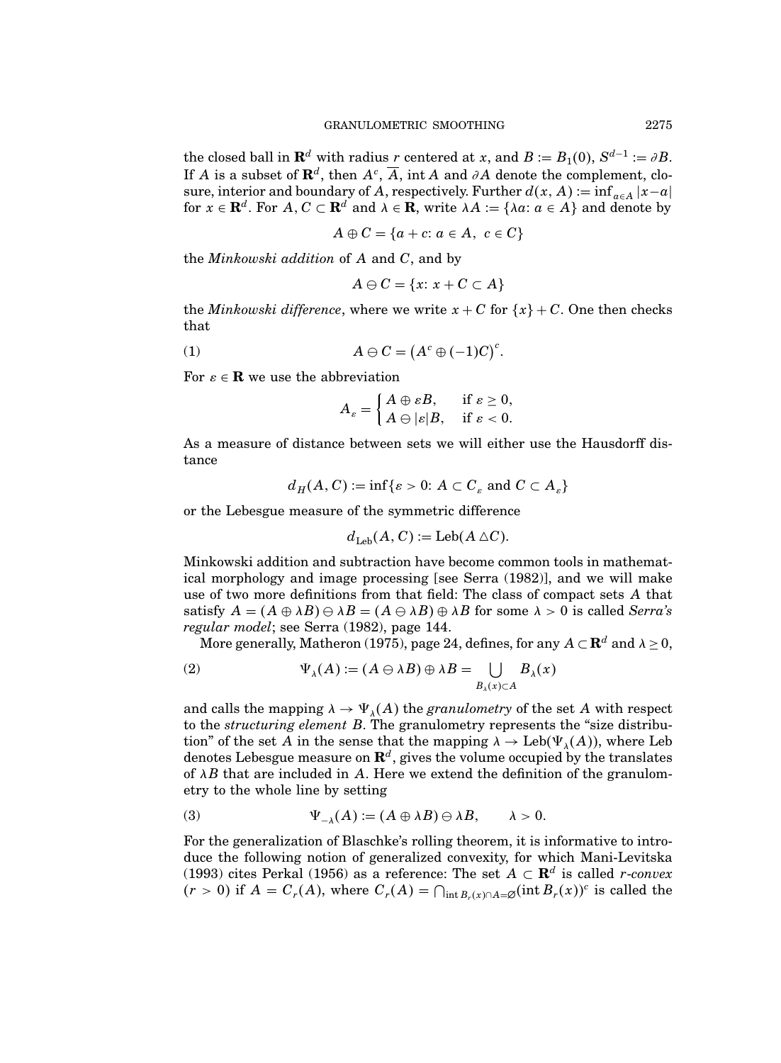the closed ball in $\mathbf{R}^d$ with radius $r$ centered at $x$, and $B := B_1(0)$, $S^{d-1} := \partial B$. If $A$ is a subset of $\mathbf{R}^d$, then $A^c$, $\overline{A}$, $\operatorname{int} A$ and $\partial A$ denote the complement, closure, interior and boundary of $A$, respectively. Further $d(x, A) := \inf_{a \in A} |x - a|$ for $x \in \mathbf{R}^d$. For $A, C \subset \mathbf{R}^d$ and $\lambda \in \mathbf{R}$, write $\lambda A := \{\lambda a \colon a \in A\}$ and denote by

$$A \oplus C = \{a + c \colon a \in A,\ c \in C\}$$

the *Minkowski addition* of $A$ and $C$, and by

$$A \ominus C = \{x \colon x + C \subset A\}$$

the *Minkowski difference*, where we write $x + C$ for $\{x\} + C$. One then checks that

$$A \ominus C = \left(A^c \oplus (-1)C\right)^c. \tag{1}$$

For $\varepsilon \in \mathbf{R}$ we use the abbreviation

$$A_\varepsilon = \begin{cases} A \oplus \varepsilon B, & \text{if } \varepsilon \geq 0, \\ A \ominus |\varepsilon| B, & \text{if } \varepsilon < 0. \end{cases}$$

As a measure of distance between sets we will either use the Hausdorff distance

$$d_H(A, C) := \inf\{\varepsilon > 0 \colon A \subset C_\varepsilon \text{ and } C \subset A_\varepsilon\}$$

or the Lebesgue measure of the symmetric difference

$$d_{\mathrm{Leb}}(A, C) := \mathrm{Leb}(A \triangle C).$$

Minkowski addition and subtraction have become common tools in mathematical morphology and image processing [see Serra (1982)], and we will make use of two more definitions from that field: The class of compact sets $A$ that satisfy $A = (A \oplus \lambda B) \ominus \lambda B = (A \ominus \lambda B) \oplus \lambda B$ for some $\lambda > 0$ is called *Serra's regular model*; see Serra (1982), page 144.

More generally, Matheron (1975), page 24, defines, for any $A \subset \mathbf{R}^d$ and $\lambda \geq 0$,

$$\Psi_\lambda(A) := (A \ominus \lambda B) \oplus \lambda B = \bigcup_{B_\lambda(x) \subset A} B_\lambda(x) \tag{2}$$

and calls the mapping $\lambda \to \Psi_\lambda(A)$ the *granulometry* of the set $A$ with respect to the *structuring element* $B$. The granulometry represents the "size distribution" of the set $A$ in the sense that the mapping $\lambda \to \mathrm{Leb}(\Psi_\lambda(A))$, where Leb denotes Lebesgue measure on $\mathbf{R}^d$, gives the volume occupied by the translates of $\lambda B$ that are included in $A$. Here we extend the definition of the granulometry to the whole line by setting

$$\Psi_{-\lambda}(A) := (A \oplus \lambda B) \ominus \lambda B, \qquad \lambda > 0. \tag{3}$$

For the generalization of Blaschke's rolling theorem, it is informative to introduce the following notion of generalized convexity, for which Mani-Levitska (1993) cites Perkal (1956) as a reference: The set $A \subset \mathbf{R}^d$ is called *r-convex* ($r > 0$) if $A = C_r(A)$, where $C_r(A) = \bigcap_{\operatorname{int} B_r(x) \cap A = \varnothing} (\operatorname{int} B_r(x))^c$ is called the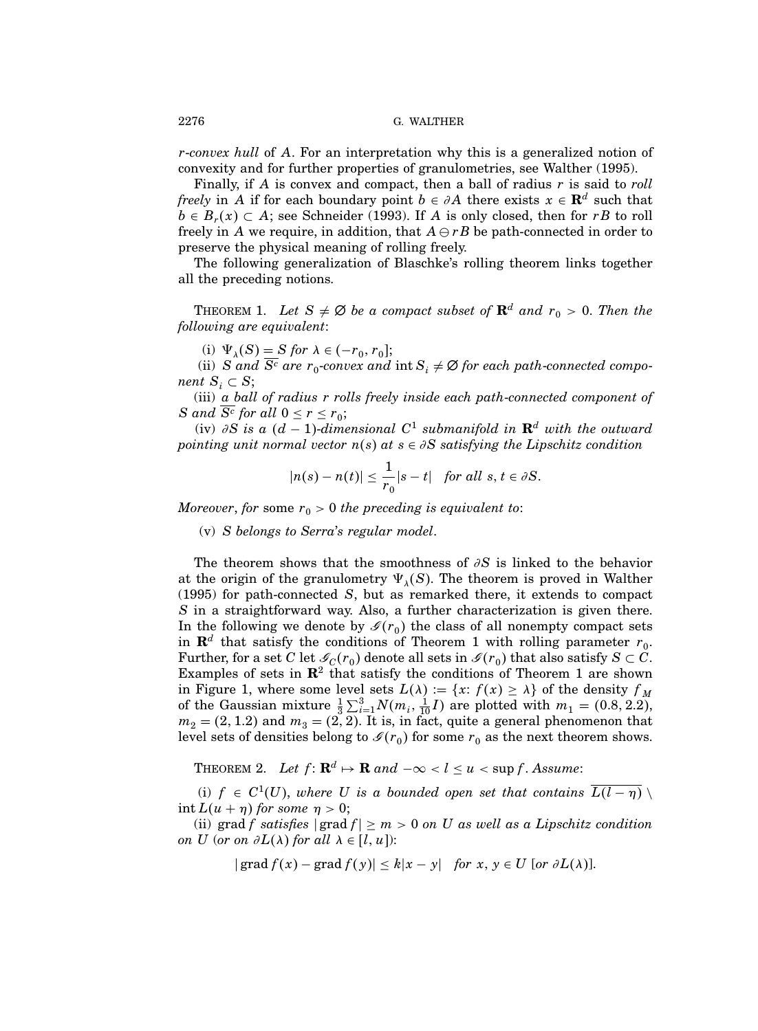*r-convex hull* of $A$. For an interpretation why this is a generalized notion of convexity and for further properties of granulometries, see Walther (1995).

Finally, if $A$ is convex and compact, then a ball of radius $r$ is said to *roll freely* in $A$ if for each boundary point $b \in \partial A$ there exists $x \in \mathbf{R}^d$ such that $b \in B_r(x) \subset A$; see Schneider (1993). If $A$ is only closed, then for $rB$ to roll freely in $A$ we require, in addition, that $A \ominus rB$ be path-connected in order to preserve the physical meaning of rolling freely.

The following generalization of Blaschke's rolling theorem links together all the preceding notions.

THEOREM 1. *Let $S \neq \emptyset$ be a compact subset of $\mathbf{R}^d$ and $r_0 > 0$. Then the following are equivalent*:

(i) $\Psi_\lambda(S) = S$ *for* $\lambda \in (-r_0, r_0]$;

(ii) $S$ *and* $\overline{S^c}$ *are $r_0$-convex and* $\operatorname{int} S_i \neq \emptyset$ *for each path-connected component* $S_i \subset S$;

(iii) *a ball of radius $r$ rolls freely inside each path-connected component of $S$ and $\overline{S^c}$ for all* $0 \leq r \leq r_0$;

(iv) $\partial S$ *is a $(d-1)$-dimensional $C^1$ submanifold in $\mathbf{R}^d$ with the outward pointing unit normal vector $n(s)$ at $s \in \partial S$ satisfying the Lipschitz condition*

$$|n(s) - n(t)| \leq \frac{1}{r_0}|s - t| \quad \text{for all } s, t \in \partial S.$$

*Moreover, for* some $r_0 > 0$ *the preceding is equivalent to*:

(v) $S$ *belongs to Serra's regular model*.

The theorem shows that the smoothness of $\partial S$ is linked to the behavior at the origin of the granulometry $\Psi_\lambda(S)$. The theorem is proved in Walther (1995) for path-connected $S$, but as remarked there, it extends to compact $S$ in a straightforward way. Also, a further characterization is given there. In the following we denote by $\mathscr{S}(r_0)$ the class of all nonempty compact sets in $\mathbf{R}^d$ that satisfy the conditions of Theorem 1 with rolling parameter $r_0$. Further, for a set $C$ let $\mathscr{S}_C(r_0)$ denote all sets in $\mathscr{S}(r_0)$ that also satisfy $S \subset C$. Examples of sets in $\mathbf{R}^2$ that satisfy the conditions of Theorem 1 are shown in Figure 1, where some level sets $L(\lambda) := \{x: f(x) \geq \lambda\}$ of the density $f_M$ of the Gaussian mixture $\frac{1}{3}\sum_{i=1}^{3} N(m_i, \frac{1}{10}I)$ are plotted with $m_1 = (0.8, 2.2)$, $m_2 = (2, 1.2)$ and $m_3 = (2, 2)$. It is, in fact, quite a general phenomenon that level sets of densities belong to $\mathscr{S}(r_0)$ for some $r_0$ as the next theorem shows.

THEOREM 2. *Let $f: \mathbf{R}^d \mapsto \mathbf{R}$ and $-\infty < l \leq u < \sup f$. Assume*:

(i) $f \in C^1(U)$, *where $U$ is a bounded open set that contains* $\overline{L(l-\eta)} \setminus \operatorname{int} L(u+\eta)$ *for some* $\eta > 0$;

(ii) $\operatorname{grad} f$ *satisfies* $|\operatorname{grad} f| \geq m > 0$ *on $U$ as well as a Lipschitz condition on $U$ (or on $\partial L(\lambda)$ for all $\lambda \in [l, u]$)*:

$$|\operatorname{grad} f(x) - \operatorname{grad} f(y)| \leq k|x - y| \quad \text{for } x, y \in U \text{ [or } \partial L(\lambda)\text{]}.$$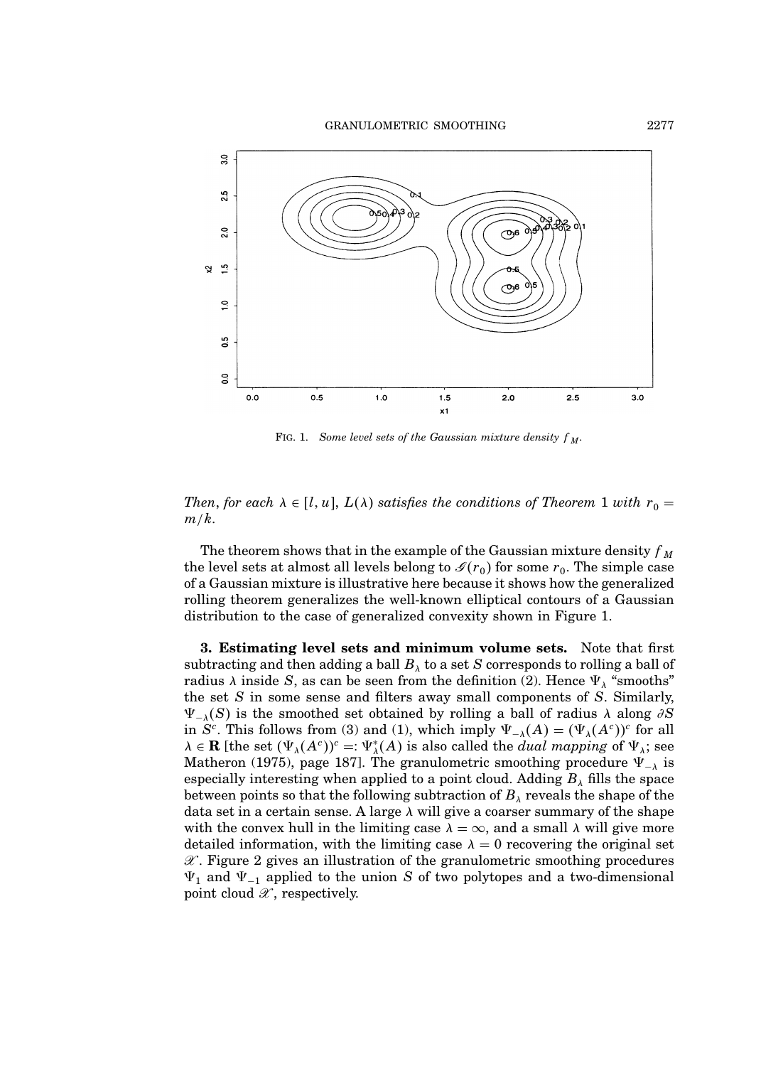FIG. 1. *Some level sets of the Gaussian mixture density $f_M$.*

*Then, for each $\lambda \in [l, u]$, $L(\lambda)$ satisfies the conditions of Theorem* 1 *with $r_0 = m/k$.*

The theorem shows that in the example of the Gaussian mixture density $f_M$ the level sets at almost all levels belong to $\mathscr{I}(r_0)$ for some $r_0$. The simple case of a Gaussian mixture is illustrative here because it shows how the generalized rolling theorem generalizes the well-known elliptical contours of a Gaussian distribution to the case of generalized convexity shown in Figure 1.

**3. Estimating level sets and minimum volume sets.** Note that first subtracting and then adding a ball $B_\lambda$ to a set $S$ corresponds to rolling a ball of radius $\lambda$ inside $S$, as can be seen from the definition (2). Hence $\Psi_\lambda$ "smooths" the set $S$ in some sense and filters away small components of $S$. Similarly, $\Psi_{-\lambda}(S)$ is the smoothed set obtained by rolling a ball of radius $\lambda$ along $\partial S$ in $S^c$. This follows from (3) and (1), which imply $\Psi_{-\lambda}(A) = (\Psi_\lambda(A^c))^c$ for all $\lambda \in \mathbf{R}$ [the set $(\Psi_\lambda(A^c))^c =: \Psi_\lambda^*(A)$ is also called the *dual mapping* of $\Psi_\lambda$; see Matheron (1975), page 187]. The granulometric smoothing procedure $\Psi_{-\lambda}$ is especially interesting when applied to a point cloud. Adding $B_\lambda$ fills the space between points so that the following subtraction of $B_\lambda$ reveals the shape of the data set in a certain sense. A large $\lambda$ will give a coarser summary of the shape with the convex hull in the limiting case $\lambda = \infty$, and a small $\lambda$ will give more detailed information, with the limiting case $\lambda = 0$ recovering the original set $\mathscr{X}$. Figure 2 gives an illustration of the granulometric smoothing procedures $\Psi_1$ and $\Psi_{-1}$ applied to the union $S$ of two polytopes and a two-dimensional point cloud $\mathscr{X}$, respectively.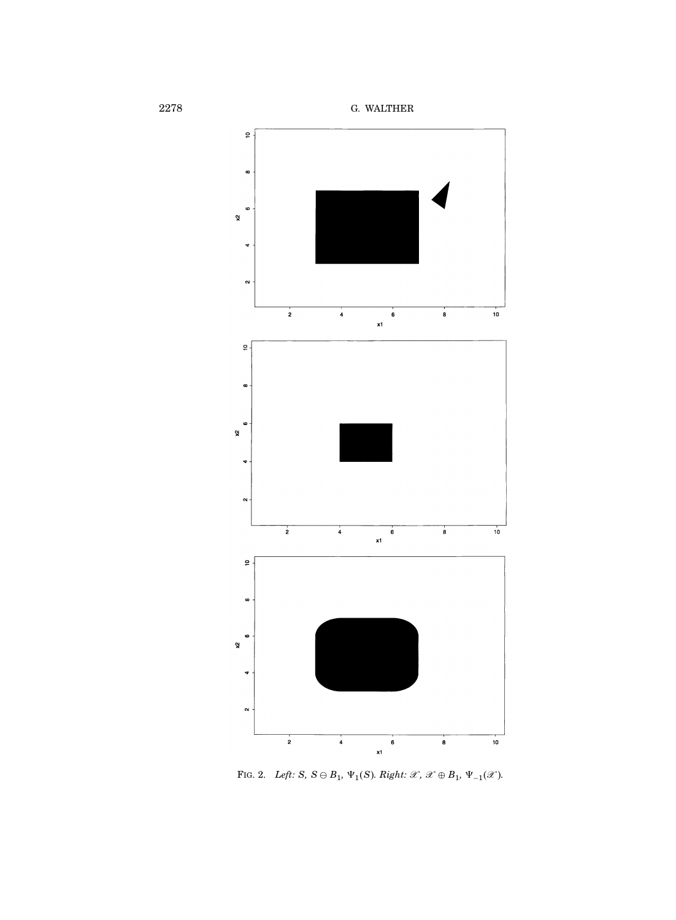FIG. 2. *Left:* $S$, $S \ominus B_1$, $\Psi_1(S)$. *Right:* $\mathscr{X}$, $\mathscr{X} \oplus B_1$, $\Psi_{-1}(\mathscr{X})$.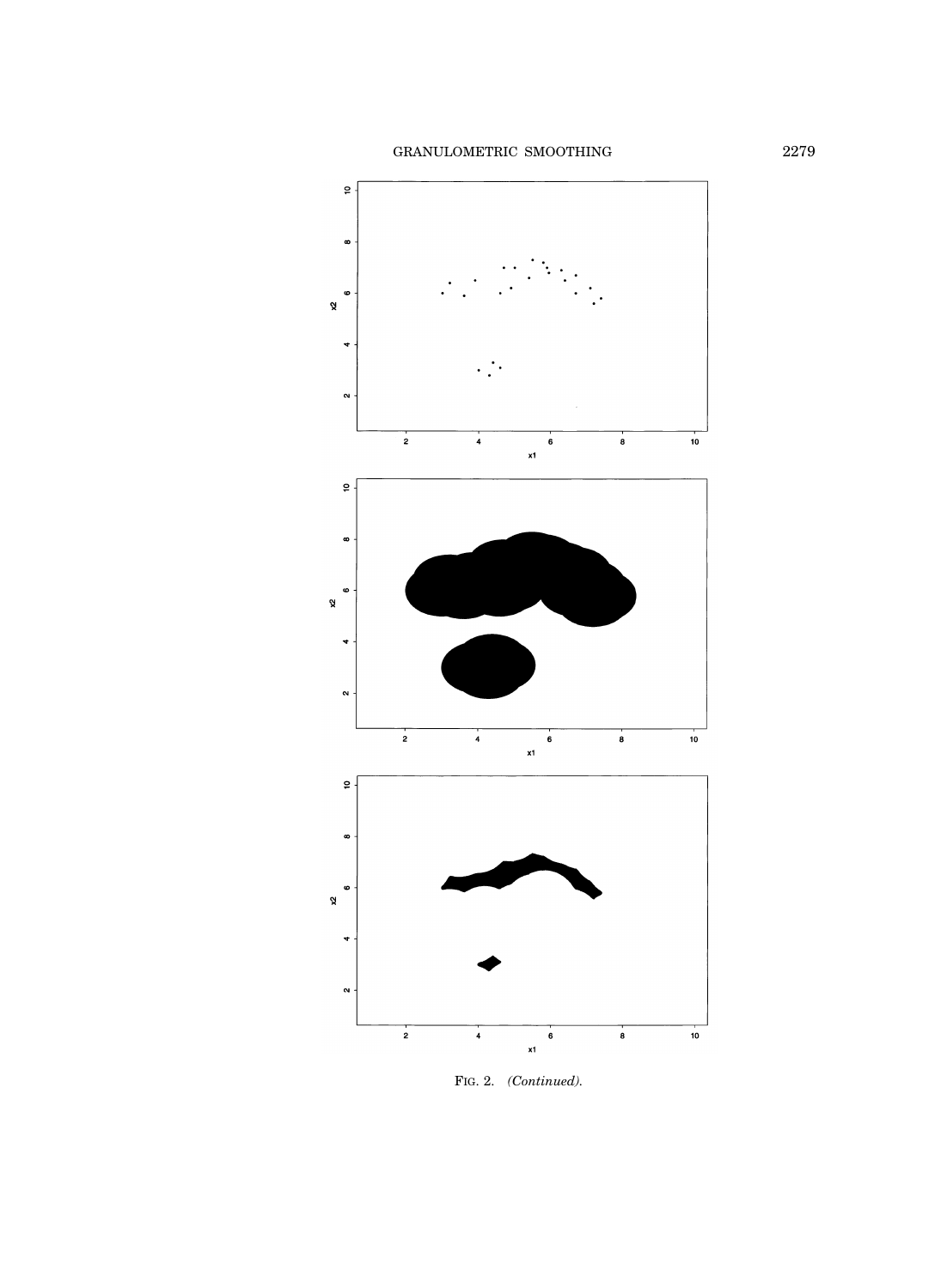FIG. 2. *(Continued).*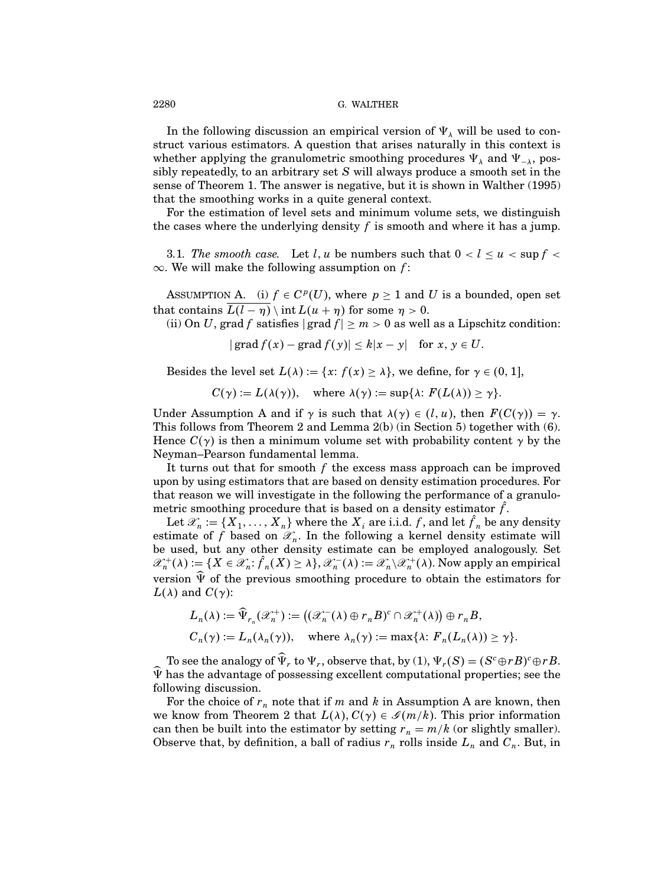In the following discussion an empirical version of $\Psi_\lambda$ will be used to construct various estimators. A question that arises naturally in this context is whether applying the granulometric smoothing procedures $\Psi_\lambda$ and $\Psi_{-\lambda}$, possibly repeatedly, to an arbitrary set $S$ will always produce a smooth set in the sense of Theorem 1. The answer is negative, but it is shown in Walther (1995) that the smoothing works in a quite general context.

For the estimation of level sets and minimum volume sets, we distinguish the cases where the underlying density $f$ is smooth and where it has a jump.

3.1. *The smooth case.* Let $l, u$ be numbers such that $0 < l \le u < \sup f < \infty$. We will make the following assumption on $f$:

ASSUMPTION A. (i) $f \in C^p(U)$, where $p \ge 1$ and $U$ is a bounded, open set that contains $\overline{L(l - \eta)} \setminus \operatorname{int} L(u + \eta)$ for some $\eta > 0$.

(ii) On $U$, grad $f$ satisfies $|\operatorname{grad} f| \ge m > 0$ as well as a Lipschitz condition:

$$|\operatorname{grad} f(x) - \operatorname{grad} f(y)| \le k|x - y| \quad \text{for } x, y \in U.$$

Besides the level set $L(\lambda) := \{x: f(x) \ge \lambda\}$, we define, for $\gamma \in (0, 1]$,

$$C(\gamma) := L(\lambda(\gamma)), \quad \text{where } \lambda(\gamma) := \sup\{\lambda: F(L(\lambda)) \ge \gamma\}.$$

Under Assumption A and if $\gamma$ is such that $\lambda(\gamma) \in (l, u)$, then $F(C(\gamma)) = \gamma$. This follows from Theorem 2 and Lemma 2(b) (in Section 5) together with (6). Hence $C(\gamma)$ is then a minimum volume set with probability content $\gamma$ by the Neyman–Pearson fundamental lemma.

It turns out that for smooth $f$ the excess mass approach can be improved upon by using estimators that are based on density estimation procedures. For that reason we will investigate in the following the performance of a granulometric smoothing procedure that is based on a density estimator $\hat{f}$.

Let $\mathscr{X}_n := \{X_1, \dots, X_n\}$ where the $X_i$ are i.i.d. $f$, and let $\hat{f}_n$ be any density estimate of $f$ based on $\mathscr{X}_n$. In the following a kernel density estimate will be used, but any other density estimate can be employed analogously. Set $\mathscr{X}_n^+(\lambda) := \{X \in \mathscr{X}_n: \hat{f}_n(X) \ge \lambda\}$, $\mathscr{X}_n^-(\lambda) := \mathscr{X}_n \setminus \mathscr{X}_n^+(\lambda)$. Now apply an empirical version $\widehat{\Psi}$ of the previous smoothing procedure to obtain the estimators for $L(\lambda)$ and $C(\gamma)$:

$$L_n(\lambda) := \widehat{\Psi}_{r_n}(\mathscr{X}_n^+) := \big((\mathscr{X}_n^-(\lambda) \oplus r_n B)^c \cap \mathscr{X}_n^+(\lambda)\big) \oplus r_n B,$$

$$C_n(\gamma) := L_n(\lambda_n(\gamma)), \quad \text{where } \lambda_n(\gamma) := \max\{\lambda: F_n(L_n(\lambda)) \ge \gamma\}.$$

To see the analogy of $\widehat{\Psi}_r$ to $\Psi_r$, observe that, by (1), $\Psi_r(S) = (S^c \oplus rB)^c \oplus rB$. $\widehat{\Psi}$ has the advantage of possessing excellent computational properties; see the following discussion.

For the choice of $r_n$ note that if $m$ and $k$ in Assumption A are known, then we know from Theorem 2 that $L(\lambda), C(\gamma) \in \mathscr{G}(m/k)$. This prior information can then be built into the estimator by setting $r_n = m/k$ (or slightly smaller). Observe that, by definition, a ball of radius $r_n$ rolls inside $L_n$ and $C_n$. But, in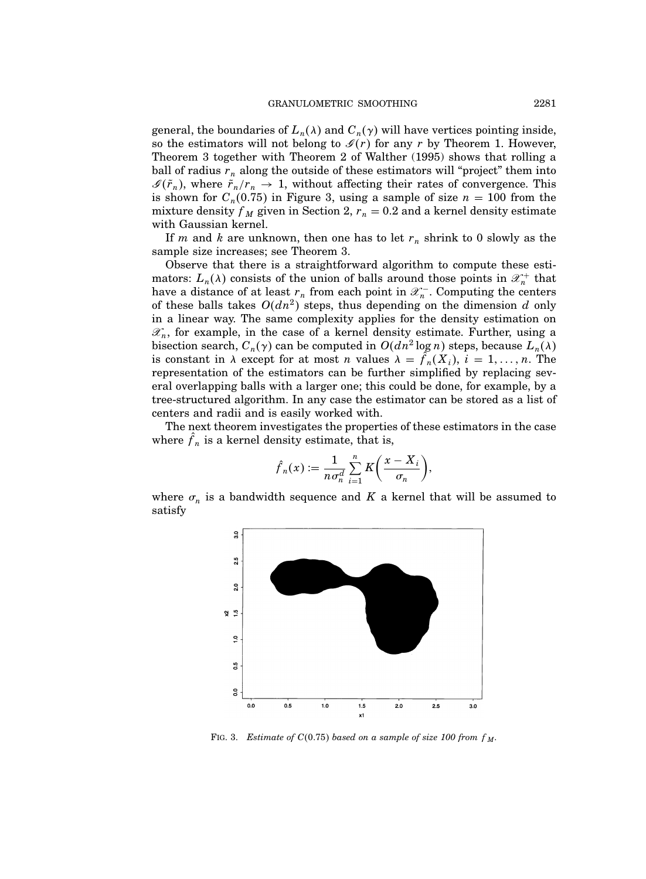general, the boundaries of $L_n(\lambda)$ and $C_n(\gamma)$ will have vertices pointing inside, so the estimators will not belong to $\mathscr{G}(r)$ for any $r$ by Theorem 1. However, Theorem 3 together with Theorem 2 of Walther (1995) shows that rolling a ball of radius $r_n$ along the outside of these estimators will "project" them into $\mathscr{G}(\tilde{r}_n)$, where $\tilde{r}_n/r_n \to 1$, without affecting their rates of convergence. This is shown for $C_n(0.75)$ in Figure 3, using a sample of size $n = 100$ from the mixture density $f_M$ given in Section 2, $r_n = 0.2$ and a kernel density estimate with Gaussian kernel.

If $m$ and $k$ are unknown, then one has to let $r_n$ shrink to 0 slowly as the sample size increases; see Theorem 3.

Observe that there is a straightforward algorithm to compute these estimators: $L_n(\lambda)$ consists of the union of balls around those points in $\mathscr{X}_n^+$ that have a distance of at least $r_n$ from each point in $\mathscr{X}_n^-$. Computing the centers of these balls takes $O(dn^2)$ steps, thus depending on the dimension $d$ only in a linear way. The same complexity applies for the density estimation on $\mathscr{X}_n$, for example, in the case of a kernel density estimate. Further, using a bisection search, $C_n(\gamma)$ can be computed in $O(dn^2 \log n)$ steps, because $L_n(\lambda)$ is constant in $\lambda$ except for at most $n$ values $\lambda = \hat{f}_n(X_i)$, $i = 1, \ldots, n$. The representation of the estimators can be further simplified by replacing several overlapping balls with a larger one; this could be done, for example, by a tree-structured algorithm. In any case the estimator can be stored as a list of centers and radii and is easily worked with.

The next theorem investigates the properties of these estimators in the case where $\hat{f}_n$ is a kernel density estimate, that is,

$$\hat{f}_n(x) := \frac{1}{n\sigma_n^d} \sum_{i=1}^{n} K\left(\frac{x - X_i}{\sigma_n}\right),$$

where $\sigma_n$ is a bandwidth sequence and $K$ a kernel that will be assumed to satisfy

FIG. 3. *Estimate of $C(0.75)$ based on a sample of size 100 from $f_M$.*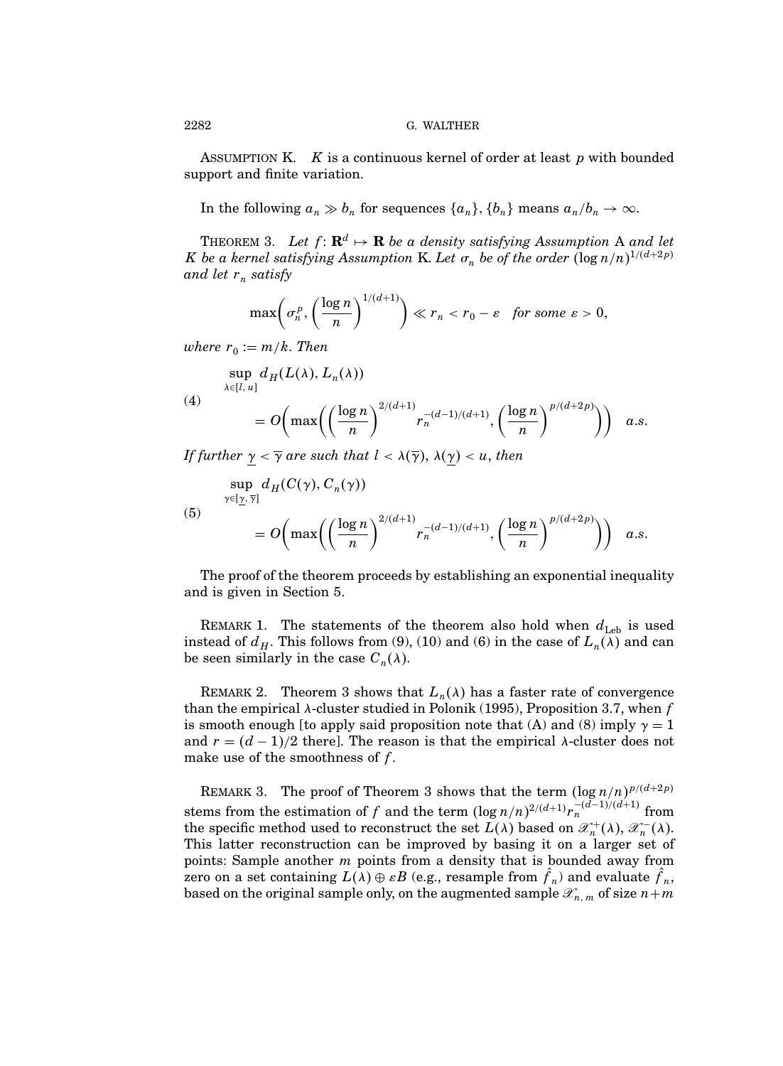ASSUMPTION K. $K$ is a continuous kernel of order at least $p$ with bounded support and finite variation.

In the following $a_n \gg b_n$ for sequences $\{a_n\}, \{b_n\}$ means $a_n/b_n \to \infty$.

THEOREM 3. *Let $f\colon \mathbf{R}^d \mapsto \mathbf{R}$ be a density satisfying Assumption* A *and let $K$ be a kernel satisfying Assumption* K. *Let $\sigma_n$ be of the order $(\log n/n)^{1/(d+2p)}$ and let $r_n$ satisfy*

$$\max\left(\sigma_n^p, \left(\frac{\log n}{n}\right)^{1/(d+1)}\right) \ll r_n < r_0 - \varepsilon \quad \textit{for some } \varepsilon > 0,$$

*where $r_0 := m/k$. Then*

$$\sup_{\lambda\in[l,u]} d_H(L(\lambda), L_n(\lambda)) = O\left(\max\left(\left(\frac{\log n}{n}\right)^{2/(d+1)} r_n^{-(d-1)/(d+1)}, \left(\frac{\log n}{n}\right)^{p/(d+2p)}\right)\right) \quad a.s. \tag{4}$$

*If further $\underline{\gamma} < \overline{\gamma}$ are such that $l < \lambda(\overline{\gamma}),\ \lambda(\underline{\gamma}) < u$, then*

$$\sup_{\gamma\in[\underline{\gamma},\overline{\gamma}]} d_H(C(\gamma), C_n(\gamma)) = O\left(\max\left(\left(\frac{\log n}{n}\right)^{2/(d+1)} r_n^{-(d-1)/(d+1)}, \left(\frac{\log n}{n}\right)^{p/(d+2p)}\right)\right) \quad a.s. \tag{5}$$

The proof of the theorem proceeds by establishing an exponential inequality and is given in Section 5.

REMARK 1. The statements of the theorem also hold when $d_{\text{Leb}}$ is used instead of $d_H$. This follows from (9), (10) and (6) in the case of $L_n(\lambda)$ and can be seen similarly in the case $C_n(\lambda)$.

REMARK 2. Theorem 3 shows that $L_n(\lambda)$ has a faster rate of convergence than the empirical $\lambda$-cluster studied in Polonik (1995), Proposition 3.7, when $f$ is smooth enough [to apply said proposition note that (A) and (8) imply $\gamma = 1$ and $r = (d-1)/2$ there]. The reason is that the empirical $\lambda$-cluster does not make use of the smoothness of $f$.

REMARK 3. The proof of Theorem 3 shows that the term $(\log n/n)^{p/(d+2p)}$ stems from the estimation of $f$ and the term $(\log n/n)^{2/(d+1)} r_n^{-(d-1)/(d+1)}$ from the specific method used to reconstruct the set $L(\lambda)$ based on $\mathscr{X}_n^+(\lambda)$, $\mathscr{X}_n^-(\lambda)$. This latter reconstruction can be improved by basing it on a larger set of points: Sample another $m$ points from a density that is bounded away from zero on a set containing $L(\lambda) \oplus \varepsilon B$ (e.g., resample from $\hat{f}_n$) and evaluate $\hat{f}_n$, based on the original sample only, on the augmented sample $\mathscr{X}_{n,m}$ of size $n+m$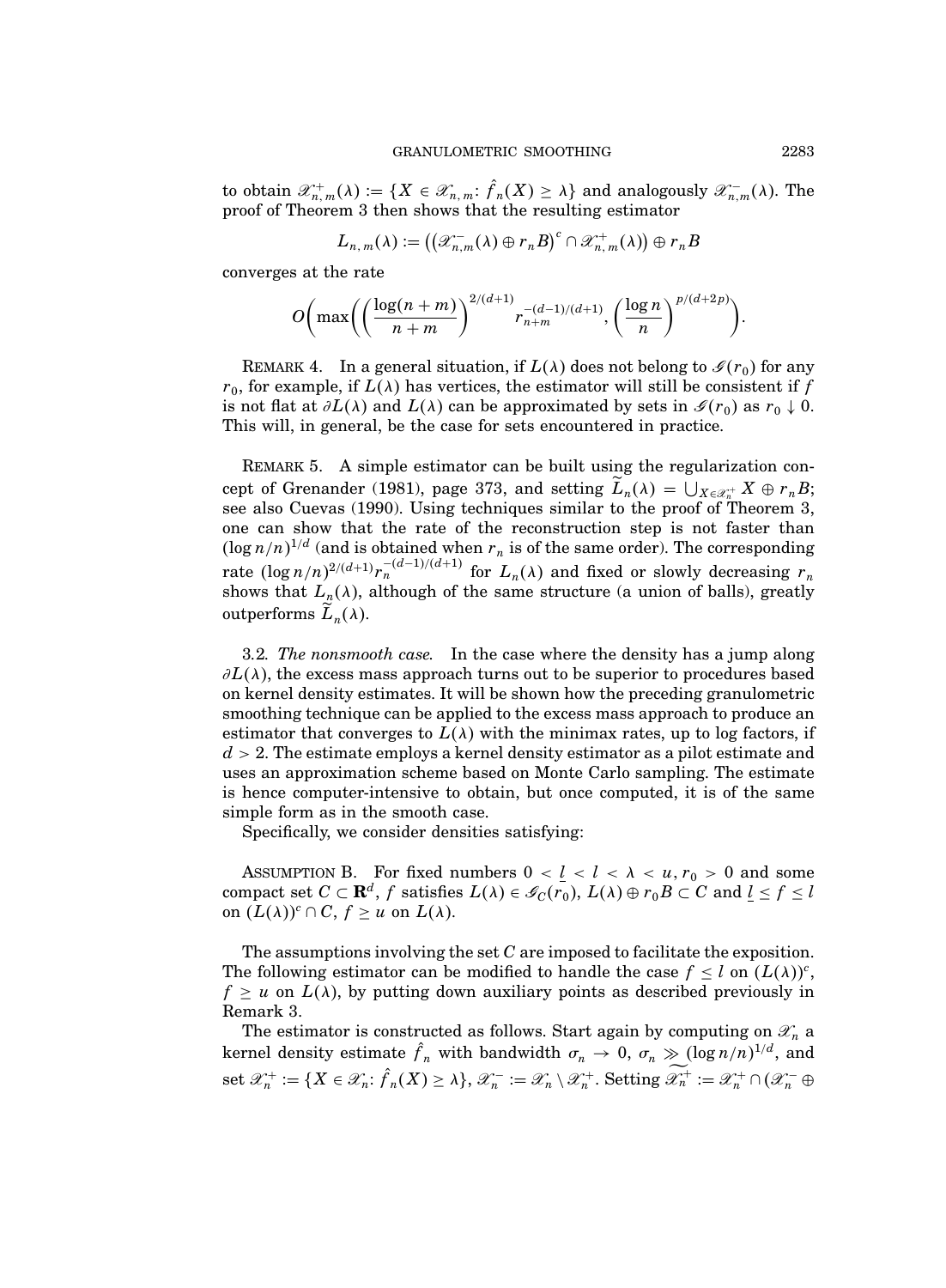to obtain $\mathscr{X}_{n,m}^{+}(\lambda) := \{X \in \mathscr{X}_{n,m}: \hat{f}_n(X) \geq \lambda\}$ and analogously $\mathscr{X}_{n,m}^{-}(\lambda)$. The proof of Theorem 3 then shows that the resulting estimator

$$L_{n,m}(\lambda) := \left(\left(\mathscr{X}_{n,m}^{-}(\lambda) \oplus r_n B\right)^c \cap \mathscr{X}_{n,m}^{+}(\lambda)\right) \oplus r_n B$$

converges at the rate

$$O\left(\max\left(\left(\frac{\log(n+m)}{n+m}\right)^{2/(d+1)} r_{n+m}^{-(d-1)/(d+1)}, \left(\frac{\log n}{n}\right)^{p/(d+2p)}\right)\right).$$

REMARK 4. In a general situation, if $L(\lambda)$ does not belong to $\mathscr{G}(r_0)$ for any $r_0$, for example, if $L(\lambda)$ has vertices, the estimator will still be consistent if $f$ is not flat at $\partial L(\lambda)$ and $L(\lambda)$ can be approximated by sets in $\mathscr{G}(r_0)$ as $r_0 \downarrow 0$. This will, in general, be the case for sets encountered in practice.

REMARK 5. A simple estimator can be built using the regularization concept of Grenander (1981), page 373, and setting $\widetilde{L}_n(\lambda) = \bigcup_{X \in \mathscr{X}_n^{+}} X \oplus r_n B$; see also Cuevas (1990). Using techniques similar to the proof of Theorem 3, one can show that the rate of the reconstruction step is not faster than $(\log n/n)^{1/d}$ (and is obtained when $r_n$ is of the same order). The corresponding rate $(\log n/n)^{2/(d+1)} r_n^{-(d-1)/(d+1)}$ for $L_n(\lambda)$ and fixed or slowly decreasing $r_n$ shows that $L_n(\lambda)$, although of the same structure (a union of balls), greatly outperforms $\widetilde{L}_n(\lambda)$.

3.2. *The nonsmooth case.* In the case where the density has a jump along $\partial L(\lambda)$, the excess mass approach turns out to be superior to procedures based on kernel density estimates. It will be shown how the preceding granulometric smoothing technique can be applied to the excess mass approach to produce an estimator that converges to $L(\lambda)$ with the minimax rates, up to log factors, if $d > 2$. The estimate employs a kernel density estimator as a pilot estimate and uses an approximation scheme based on Monte Carlo sampling. The estimate is hence computer-intensive to obtain, but once computed, it is of the same simple form as in the smooth case.

Specifically, we consider densities satisfying:

ASSUMPTION B. For fixed numbers $0 < \underline{l} < l < \lambda < u$, $r_0 > 0$ and some compact set $C \subset \mathbf{R}^d$, $f$ satisfies $L(\lambda) \in \mathscr{G}_C(r_0)$, $L(\lambda) \oplus r_0 B \subset C$ and $\underline{l} \leq f \leq l$ on $(L(\lambda))^c \cap C$, $f \geq u$ on $L(\lambda)$.

The assumptions involving the set $C$ are imposed to facilitate the exposition. The following estimator can be modified to handle the case $f \leq l$ on $(L(\lambda))^c$, $f \geq u$ on $L(\lambda)$, by putting down auxiliary points as described previously in Remark 3.

The estimator is constructed as follows. Start again by computing on $\mathscr{X}_n$ a kernel density estimate $\hat{f}_n$ with bandwidth $\sigma_n \to 0$, $\sigma_n \gg (\log n/n)^{1/d}$, and set $\mathscr{X}_n^{+} := \{X \in \mathscr{X}_n: \hat{f}_n(X) \geq \lambda\}$, $\mathscr{X}_n^{-} := \mathscr{X}_n \setminus \mathscr{X}_n^{+}$. Setting $\widetilde{\mathscr{X}_n^{+}} := \mathscr{X}_n^{+} \cap (\mathscr{X}_n^{-} \oplus$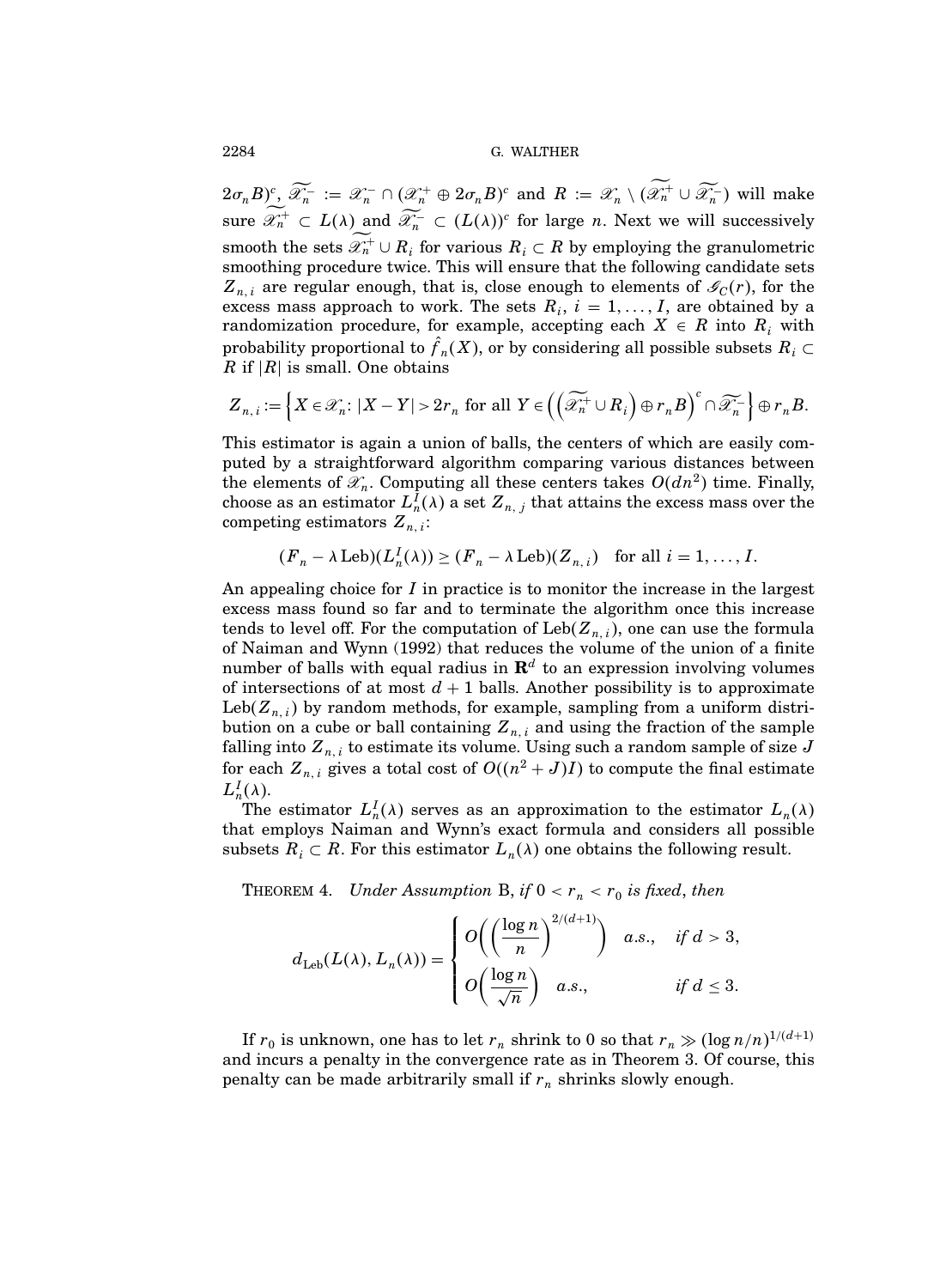$2\sigma_n B)^c$, $\widetilde{\mathscr{X}_n^-} := \mathscr{X}_n^- \cap (\mathscr{X}_n^+ \oplus 2\sigma_n B)^c$ and $R := \mathscr{X}_n \setminus (\widetilde{\mathscr{X}_n^+} \cup \widetilde{\mathscr{X}_n^-})$ will make sure $\widetilde{\mathscr{X}_n^+} \subset L(\lambda)$ and $\widetilde{\mathscr{X}_n^-} \subset (L(\lambda))^c$ for large $n$. Next we will successively smooth the sets $\widetilde{\mathscr{X}_n^+} \cup R_i$ for various $R_i \subset R$ by employing the granulometric smoothing procedure twice. This will ensure that the following candidate sets $Z_{n,i}$ are regular enough, that is, close enough to elements of $\mathscr{G}_C(r)$, for the excess mass approach to work. The sets $R_i$, $i = 1, \ldots, I$, are obtained by a randomization procedure, for example, accepting each $X \in R$ into $R_i$ with probability proportional to $\hat{f}_n(X)$, or by considering all possible subsets $R_i \subset R$ if $|R|$ is small. One obtains

$$Z_{n,i} := \left\{ X \in \mathscr{X}_n \colon |X - Y| > 2r_n \text{ for all } Y \in \left( \left( \widetilde{\mathscr{X}_n^+} \cup R_i \right) \oplus r_n B \right)^c \cap \widetilde{\mathscr{X}_n^-} \right\} \oplus r_n B.$$

This estimator is again a union of balls, the centers of which are easily computed by a straightforward algorithm comparing various distances between the elements of $\mathscr{X}_n$. Computing all these centers takes $O(dn^2)$ time. Finally, choose as an estimator $L_n^I(\lambda)$ a set $Z_{n,j}$ that attains the excess mass over the competing estimators $Z_{n,i}$:

$$(F_n - \lambda \operatorname{Leb})(L_n^I(\lambda)) \geq (F_n - \lambda \operatorname{Leb})(Z_{n,i}) \quad \text{for all } i = 1, \ldots, I.$$

An appealing choice for $I$ in practice is to monitor the increase in the largest excess mass found so far and to terminate the algorithm once this increase tends to level off. For the computation of $\operatorname{Leb}(Z_{n,i})$, one can use the formula of Naiman and Wynn (1992) that reduces the volume of the union of a finite number of balls with equal radius in $\mathbf{R}^d$ to an expression involving volumes of intersections of at most $d+1$ balls. Another possibility is to approximate $\operatorname{Leb}(Z_{n,i})$ by random methods, for example, sampling from a uniform distribution on a cube or ball containing $Z_{n,i}$ and using the fraction of the sample falling into $Z_{n,i}$ to estimate its volume. Using such a random sample of size $J$ for each $Z_{n,i}$ gives a total cost of $O((n^2 + J)I)$ to compute the final estimate $L_n^I(\lambda)$.

The estimator $L_n^I(\lambda)$ serves as an approximation to the estimator $L_n(\lambda)$ that employs Naiman and Wynn's exact formula and considers all possible subsets $R_i \subset R$. For this estimator $L_n(\lambda)$ one obtains the following result.

THEOREM 4. *Under Assumption* B, *if* $0 < r_n < r_0$ *is fixed*, *then*

$$d_{\operatorname{Leb}}(L(\lambda), L_n(\lambda)) = \begin{cases} O\left( \left( \dfrac{\log n}{n} \right)^{2/(d+1)} \right) & a.s., \quad \text{if } d > 3, \\[2ex] O\left( \dfrac{\log n}{\sqrt{n}} \right) & a.s., \quad \text{if } d \leq 3. \end{cases}$$

If $r_0$ is unknown, one has to let $r_n$ shrink to 0 so that $r_n \gg (\log n/n)^{1/(d+1)}$ and incurs a penalty in the convergence rate as in Theorem 3. Of course, this penalty can be made arbitrarily small if $r_n$ shrinks slowly enough.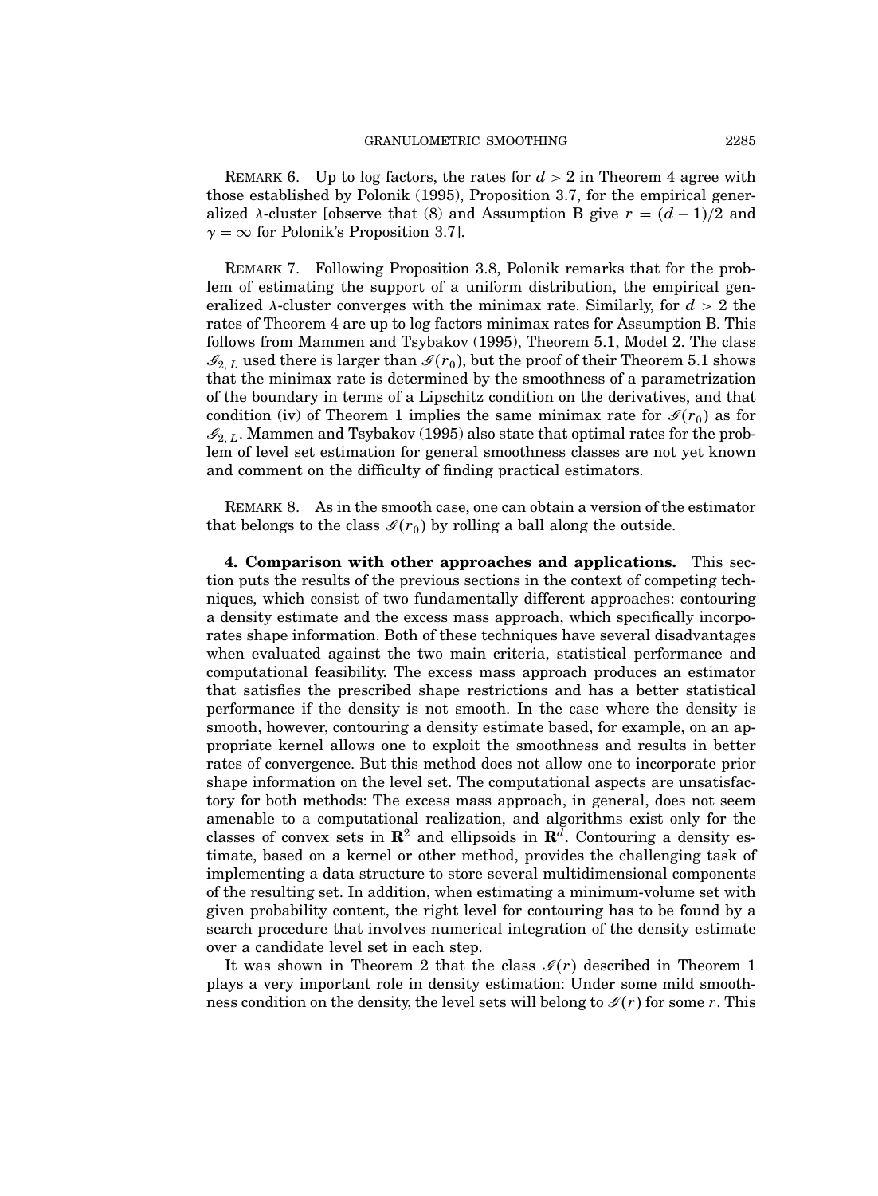REMARK 6. Up to log factors, the rates for $d > 2$ in Theorem 4 agree with those established by Polonik (1995), Proposition 3.7, for the empirical generalized $\lambda$-cluster [observe that (8) and Assumption B give $r = (d-1)/2$ and $\gamma = \infty$ for Polonik's Proposition 3.7].

REMARK 7. Following Proposition 3.8, Polonik remarks that for the problem of estimating the support of a uniform distribution, the empirical generalized $\lambda$-cluster converges with the minimax rate. Similarly, for $d > 2$ the rates of Theorem 4 are up to log factors minimax rates for Assumption B. This follows from Mammen and Tsybakov (1995), Theorem 5.1, Model 2. The class $\mathscr{G}_{2,L}$ used there is larger than $\mathscr{G}(r_0)$, but the proof of their Theorem 5.1 shows that the minimax rate is determined by the smoothness of a parametrization of the boundary in terms of a Lipschitz condition on the derivatives, and that condition (iv) of Theorem 1 implies the same minimax rate for $\mathscr{G}(r_0)$ as for $\mathscr{G}_{2,L}$. Mammen and Tsybakov (1995) also state that optimal rates for the problem of level set estimation for general smoothness classes are not yet known and comment on the difficulty of finding practical estimators.

REMARK 8. As in the smooth case, one can obtain a version of the estimator that belongs to the class $\mathscr{G}(r_0)$ by rolling a ball along the outside.

**4. Comparison with other approaches and applications.** This section puts the results of the previous sections in the context of competing techniques, which consist of two fundamentally different approaches: contouring a density estimate and the excess mass approach, which specifically incorporates shape information. Both of these techniques have several disadvantages when evaluated against the two main criteria, statistical performance and computational feasibility. The excess mass approach produces an estimator that satisfies the prescribed shape restrictions and has a better statistical performance if the density is not smooth. In the case where the density is smooth, however, contouring a density estimate based, for example, on an appropriate kernel allows one to exploit the smoothness and results in better rates of convergence. But this method does not allow one to incorporate prior shape information on the level set. The computational aspects are unsatisfactory for both methods: The excess mass approach, in general, does not seem amenable to a computational realization, and algorithms exist only for the classes of convex sets in $\mathbf{R}^2$ and ellipsoids in $\mathbf{R}^d$. Contouring a density estimate, based on a kernel or other method, provides the challenging task of implementing a data structure to store several multidimensional components of the resulting set. In addition, when estimating a minimum-volume set with given probability content, the right level for contouring has to be found by a search procedure that involves numerical integration of the density estimate over a candidate level set in each step.

It was shown in Theorem 2 that the class $\mathscr{G}(r)$ described in Theorem 1 plays a very important role in density estimation: Under some mild smoothness condition on the density, the level sets will belong to $\mathscr{G}(r)$ for some $r$. This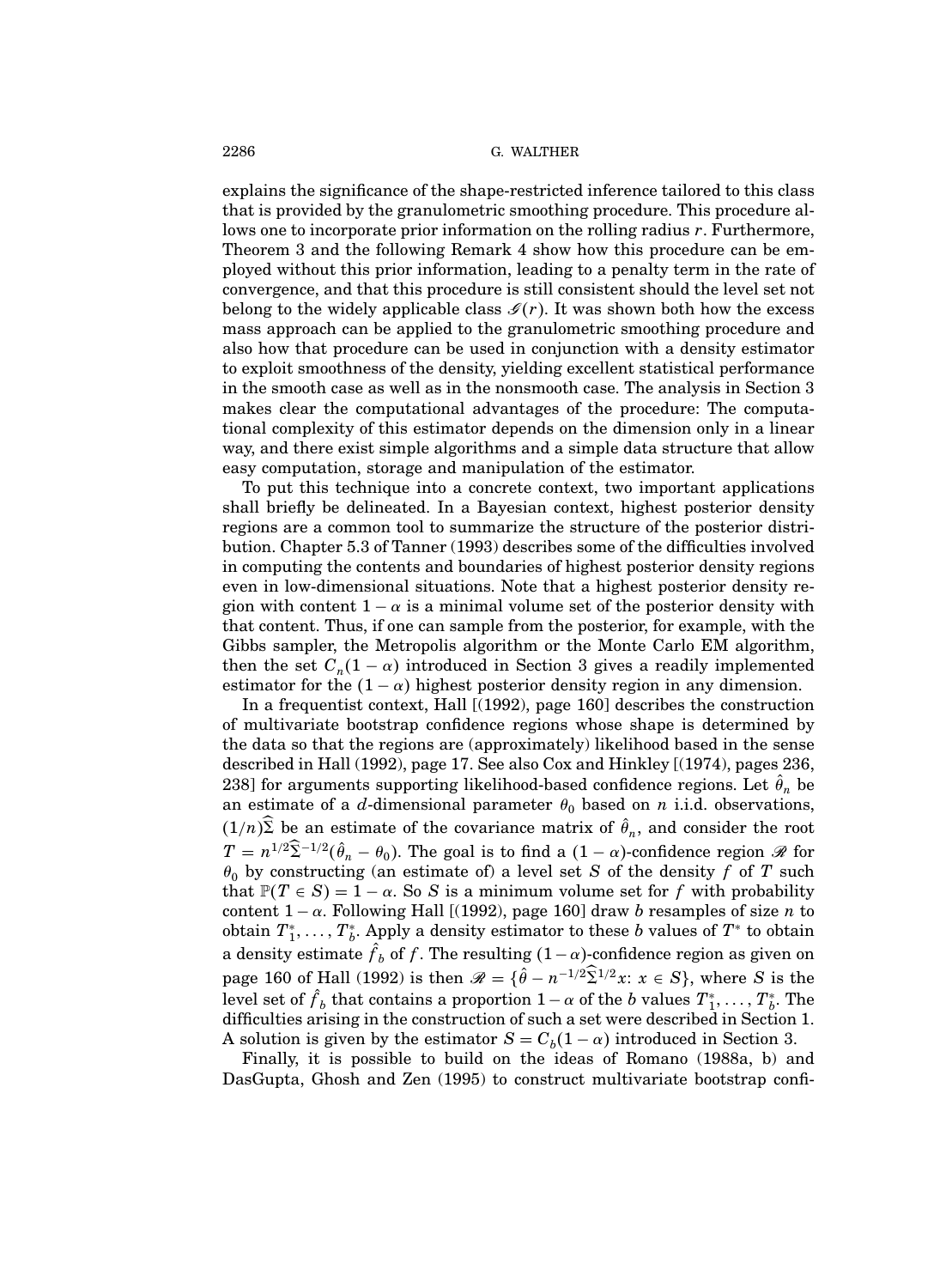explains the significance of the shape-restricted inference tailored to this class that is provided by the granulometric smoothing procedure. This procedure allows one to incorporate prior information on the rolling radius $r$. Furthermore, Theorem 3 and the following Remark 4 show how this procedure can be employed without this prior information, leading to a penalty term in the rate of convergence, and that this procedure is still consistent should the level set not belong to the widely applicable class $\mathscr{I}(r)$. It was shown both how the excess mass approach can be applied to the granulometric smoothing procedure and also how that procedure can be used in conjunction with a density estimator to exploit smoothness of the density, yielding excellent statistical performance in the smooth case as well as in the nonsmooth case. The analysis in Section 3 makes clear the computational advantages of the procedure: The computational complexity of this estimator depends on the dimension only in a linear way, and there exist simple algorithms and a simple data structure that allow easy computation, storage and manipulation of the estimator.

To put this technique into a concrete context, two important applications shall briefly be delineated. In a Bayesian context, highest posterior density regions are a common tool to summarize the structure of the posterior distribution. Chapter 5.3 of Tanner (1993) describes some of the difficulties involved in computing the contents and boundaries of highest posterior density regions even in low-dimensional situations. Note that a highest posterior density region with content $1-\alpha$ is a minimal volume set of the posterior density with that content. Thus, if one can sample from the posterior, for example, with the Gibbs sampler, the Metropolis algorithm or the Monte Carlo EM algorithm, then the set $C_n(1-\alpha)$ introduced in Section 3 gives a readily implemented estimator for the $(1-\alpha)$ highest posterior density region in any dimension.

In a frequentist context, Hall [(1992), page 160] describes the construction of multivariate bootstrap confidence regions whose shape is determined by the data so that the regions are (approximately) likelihood based in the sense described in Hall (1992), page 17. See also Cox and Hinkley [(1974), pages 236, 238] for arguments supporting likelihood-based confidence regions. Let $\hat{\theta}_n$ be an estimate of a $d$-dimensional parameter $\theta_0$ based on $n$ i.i.d. observations, $(1/n)\widehat{\Sigma}$ be an estimate of the covariance matrix of $\hat{\theta}_n$, and consider the root $T = n^{1/2}\widehat{\Sigma}^{-1/2}(\hat{\theta}_n - \theta_0)$. The goal is to find a $(1-\alpha)$-confidence region $\mathscr{R}$ for $\theta_0$ by constructing (an estimate of) a level set $S$ of the density $f$ of $T$ such that $\mathbb{P}(T \in S) = 1-\alpha$. So $S$ is a minimum volume set for $f$ with probability content $1-\alpha$. Following Hall [(1992), page 160] draw $b$ resamples of size $n$ to obtain $T_1^*, \ldots, T_b^*$. Apply a density estimator to these $b$ values of $T^*$ to obtain a density estimate $\hat{f}_b$ of $f$. The resulting $(1-\alpha)$-confidence region as given on page 160 of Hall (1992) is then $\mathscr{R} = \{\hat{\theta} - n^{-1/2}\widehat{\Sigma}^{1/2}x\colon x \in S\}$, where $S$ is the level set of $\hat{f}_b$ that contains a proportion $1-\alpha$ of the $b$ values $T_1^*, \ldots, T_b^*$. The difficulties arising in the construction of such a set were described in Section 1. A solution is given by the estimator $S = C_b(1-\alpha)$ introduced in Section 3.

Finally, it is possible to build on the ideas of Romano (1988a, b) and DasGupta, Ghosh and Zen (1995) to construct multivariate bootstrap confi-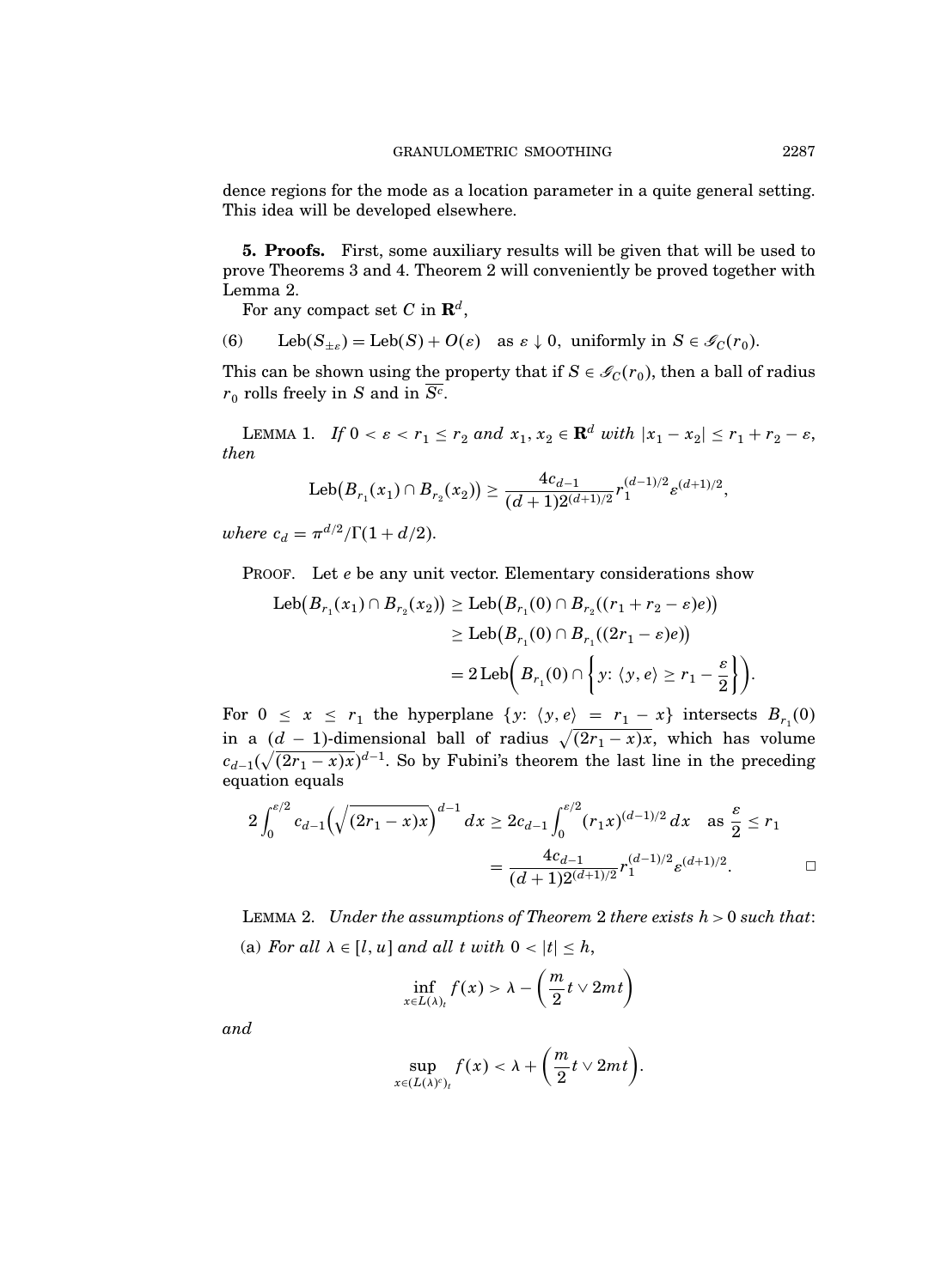dence regions for the mode as a location parameter in a quite general setting. This idea will be developed elsewhere.

**5. Proofs.** First, some auxiliary results will be given that will be used to prove Theorems 3 and 4. Theorem 2 will conveniently be proved together with Lemma 2.

For any compact set $C$ in $\mathbf{R}^d$,

$$\text{Leb}(S_{\pm\varepsilon}) = \text{Leb}(S) + O(\varepsilon) \quad \text{as } \varepsilon \downarrow 0, \text{ uniformly in } S \in \mathscr{G}_C(r_0). \tag{6}$$

This can be shown using the property that if $S \in \mathscr{G}_C(r_0)$, then a ball of radius $r_0$ rolls freely in $S$ and in $\overline{S^c}$.

LEMMA 1. *If $0 < \varepsilon < r_1 \le r_2$ and $x_1, x_2 \in \mathbf{R}^d$ with $|x_1 - x_2| \le r_1 + r_2 - \varepsilon$, then*

$$\text{Leb}\big(B_{r_1}(x_1) \cap B_{r_2}(x_2)\big) \ge \frac{4c_{d-1}}{(d+1)2^{(d+1)/2}} r_1^{(d-1)/2} \varepsilon^{(d+1)/2},$$

*where $c_d = \pi^{d/2}/\Gamma(1 + d/2)$.*

PROOF. Let $e$ be any unit vector. Elementary considerations show

$$\begin{aligned}
\text{Leb}\big(B_{r_1}(x_1) \cap B_{r_2}(x_2)\big) &\ge \text{Leb}\big(B_{r_1}(0) \cap B_{r_2}((r_1 + r_2 - \varepsilon)e)\big) \\
&\ge \text{Leb}\big(B_{r_1}(0) \cap B_{r_1}((2r_1 - \varepsilon)e)\big) \\
&= 2\,\text{Leb}\bigg(B_{r_1}(0) \cap \bigg\{y\colon \langle y, e\rangle \ge r_1 - \frac{\varepsilon}{2}\bigg\}\bigg).
\end{aligned}$$

For $0 \le x \le r_1$ the hyperplane $\{y\colon \langle y, e\rangle = r_1 - x\}$ intersects $B_{r_1}(0)$ in a $(d-1)$-dimensional ball of radius $\sqrt{(2r_1 - x)x}$, which has volume $c_{d-1}(\sqrt{(2r_1 - x)x})^{d-1}$. So by Fubini's theorem the last line in the preceding equation equals

$$\begin{aligned}
2\int_0^{\varepsilon/2} c_{d-1}\Big(\sqrt{(2r_1 - x)x}\Big)^{d-1} dx &\ge 2c_{d-1}\int_0^{\varepsilon/2} (r_1 x)^{(d-1)/2}\, dx \quad \text{as } \frac{\varepsilon}{2} \le r_1 \\
&= \frac{4c_{d-1}}{(d+1)2^{(d+1)/2}} r_1^{(d-1)/2} \varepsilon^{(d+1)/2}. \qquad \square
\end{aligned}$$

LEMMA 2. *Under the assumptions of Theorem 2 there exists $h > 0$ such that:*

(a) *For all $\lambda \in [l, u]$ and all $t$ with $0 < |t| \le h$,*

$$\inf_{x \in L(\lambda)_t} f(x) > \lambda - \left(\frac{m}{2}t \vee 2mt\right)$$

*and*

$$\sup_{x \in (L(\lambda)^c)_t} f(x) < \lambda + \left(\frac{m}{2}t \vee 2mt\right).$$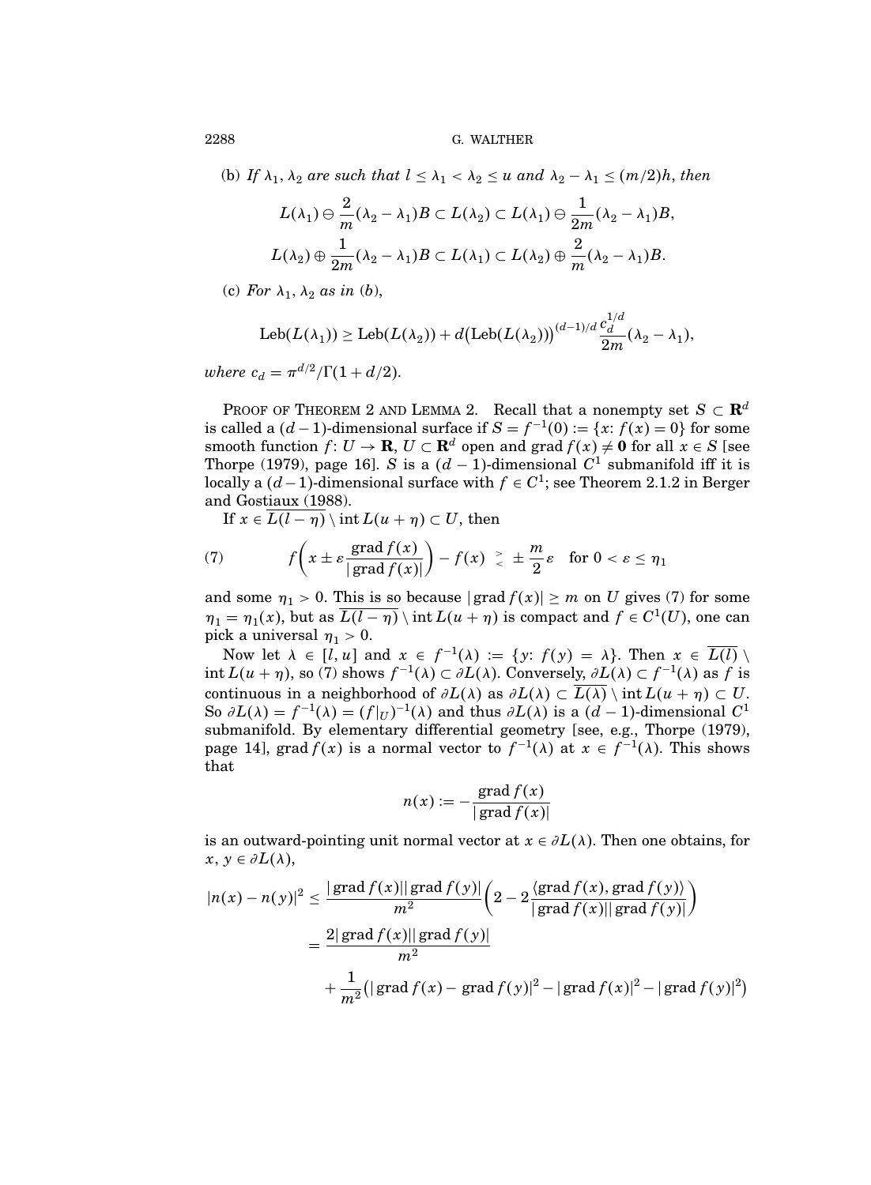(b) *If* $\lambda_1, \lambda_2$ *are such that* $l \leq \lambda_1 < \lambda_2 \leq u$ *and* $\lambda_2 - \lambda_1 \leq (m/2)h$, *then*

$$L(\lambda_1) \ominus \frac{2}{m}(\lambda_2 - \lambda_1)B \subset L(\lambda_2) \subset L(\lambda_1) \ominus \frac{1}{2m}(\lambda_2 - \lambda_1)B,$$

$$L(\lambda_2) \oplus \frac{1}{2m}(\lambda_2 - \lambda_1)B \subset L(\lambda_1) \subset L(\lambda_2) \oplus \frac{2}{m}(\lambda_2 - \lambda_1)B.$$

(c) *For* $\lambda_1, \lambda_2$ *as in* (*b*),

$$\operatorname{Leb}(L(\lambda_1)) \geq \operatorname{Leb}(L(\lambda_2)) + d\big(\operatorname{Leb}(L(\lambda_2))\big)^{(d-1)/d} \frac{c_d^{1/d}}{2m}(\lambda_2 - \lambda_1),$$

*where* $c_d = \pi^{d/2}/\Gamma(1 + d/2)$.

PROOF OF THEOREM 2 AND LEMMA 2. Recall that a nonempty set $S \subset \mathbf{R}^d$ is called a $(d-1)$-dimensional surface if $S = f^{-1}(0) := \{x \colon f(x) = 0\}$ for some smooth function $f \colon U \to \mathbf{R}$, $U \subset \mathbf{R}^d$ open and $\operatorname{grad} f(x) \neq \mathbf{0}$ for all $x \in S$ [see Thorpe (1979), page 16]. $S$ is a $(d-1)$-dimensional $C^1$ submanifold iff it is locally a $(d-1)$-dimensional surface with $f \in C^1$; see Theorem 2.1.2 in Berger and Gostiaux (1988).

If $x \in \overline{L(l-\eta)} \setminus \operatorname{int} L(u+\eta) \subset U$, then

$$f\left(x \pm \varepsilon \frac{\operatorname{grad} f(x)}{|\operatorname{grad} f(x)|}\right) - f(x) \ \substack{> \\ <} \ \pm \frac{m}{2}\varepsilon \quad \text{for } 0 < \varepsilon \leq \eta_1 \tag{7}$$

and some $\eta_1 > 0$. This is so because $|\operatorname{grad} f(x)| \geq m$ on $U$ gives (7) for some $\eta_1 = \eta_1(x)$, but as $\overline{L(l-\eta)} \setminus \operatorname{int} L(u+\eta)$ is compact and $f \in C^1(U)$, one can pick a universal $\eta_1 > 0$.

Now let $\lambda \in [l, u]$ and $x \in f^{-1}(\lambda) := \{y \colon f(y) = \lambda\}$. Then $x \in \overline{L(l)} \setminus \operatorname{int} L(u+\eta)$, so (7) shows $f^{-1}(\lambda) \subset \partial L(\lambda)$. Conversely, $\partial L(\lambda) \subset f^{-1}(\lambda)$ as $f$ is continuous in a neighborhood of $\partial L(\lambda)$ as $\partial L(\lambda) \subset \overline{L(\lambda)} \setminus \operatorname{int} L(u+\eta) \subset U$. So $\partial L(\lambda) = f^{-1}(\lambda) = (f|_U)^{-1}(\lambda)$ and thus $\partial L(\lambda)$ is a $(d-1)$-dimensional $C^1$ submanifold. By elementary differential geometry [see, e.g., Thorpe (1979), page 14], $\operatorname{grad} f(x)$ is a normal vector to $f^{-1}(\lambda)$ at $x \in f^{-1}(\lambda)$. This shows that

$$n(x) := -\frac{\operatorname{grad} f(x)}{|\operatorname{grad} f(x)|}$$

is an outward-pointing unit normal vector at $x \in \partial L(\lambda)$. Then one obtains, for $x, y \in \partial L(\lambda)$,

$$\begin{aligned}
|n(x) - n(y)|^2 &\leq \frac{|\operatorname{grad} f(x)||\operatorname{grad} f(y)|}{m^2}\left(2 - 2\frac{\langle \operatorname{grad} f(x), \operatorname{grad} f(y)\rangle}{|\operatorname{grad} f(x)||\operatorname{grad} f(y)|}\right) \\
&= \frac{2|\operatorname{grad} f(x)||\operatorname{grad} f(y)|}{m^2} \\
&\quad + \frac{1}{m^2}\big(|\operatorname{grad} f(x) - \operatorname{grad} f(y)|^2 - |\operatorname{grad} f(x)|^2 - |\operatorname{grad} f(y)|^2\big)
\end{aligned}$$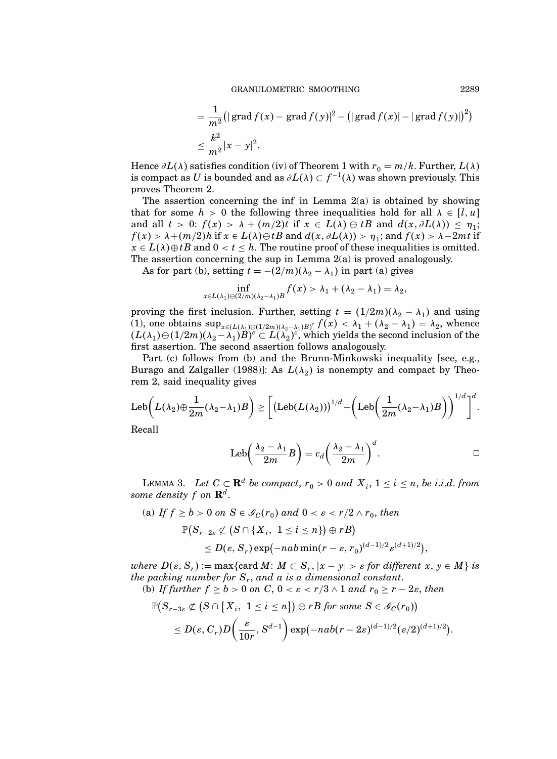$$= \frac{1}{m^2}\big(|\operatorname{grad} f(x) - \operatorname{grad} f(y)|^2 - \big(|\operatorname{grad} f(x)| - |\operatorname{grad} f(y)|\big)^2\big)$$

$$\leq \frac{k^2}{m^2}|x-y|^2.$$

Hence $\partial L(\lambda)$ satisfies condition (iv) of Theorem 1 with $r_0 = m/k$. Further, $L(\lambda)$ is compact as $U$ is bounded and as $\partial L(\lambda) \subset f^{-1}(\lambda)$ was shown previously. This proves Theorem 2.

The assertion concerning the inf in Lemma 2(a) is obtained by showing that for some $h > 0$ the following three inequalities hold for all $\lambda \in [l, u]$ and all $t > 0$: $f(x) > \lambda + (m/2)t$ if $x \in L(\lambda) \ominus tB$ and $d(x, \partial L(\lambda)) \leq \eta_1$; $f(x) > \lambda + (m/2)h$ if $x \in L(\lambda) \ominus tB$ and $d(x, \partial L(\lambda)) > \eta_1$; and $f(x) > \lambda - 2mt$ if $x \in L(\lambda) \oplus tB$ and $0 < t \leq h$. The routine proof of these inequalities is omitted. The assertion concerning the sup in Lemma 2(a) is proved analogously.

As for part (b), setting $t = -(2/m)(\lambda_2 - \lambda_1)$ in part (a) gives

$$\inf_{x \in L(\lambda_1) \ominus (2/m)(\lambda_2 - \lambda_1)B} f(x) > \lambda_1 + (\lambda_2 - \lambda_1) = \lambda_2,$$

proving the first inclusion. Further, setting $t = (1/2m)(\lambda_2 - \lambda_1)$ and using (1), one obtains $\sup_{x \in (L(\lambda_1) \ominus (1/2m)(\lambda_2 - \lambda_1)B)^c} f(x) < \lambda_1 + (\lambda_2 - \lambda_1) = \lambda_2$, whence $(L(\lambda_1) \ominus (1/2m)(\lambda_2 - \lambda_1)B)^c \subset L(\lambda_2)^c$, which yields the second inclusion of the first assertion. The second assertion follows analogously.

Part (c) follows from (b) and the Brunn-Minkowski inequality [see, e.g., Burago and Zalgaller (1988)]: As $L(\lambda_2)$ is nonempty and compact by Theorem 2, said inequality gives

$$\operatorname{Leb}\bigg(L(\lambda_2) \oplus \frac{1}{2m}(\lambda_2 - \lambda_1)B\bigg) \geq \bigg[\big(\operatorname{Leb}(L(\lambda_2))\big)^{1/d} + \bigg(\operatorname{Leb}\bigg(\frac{1}{2m}(\lambda_2 - \lambda_1)B\bigg)\bigg)^{1/d}\bigg]^d.$$

Recall

$$\operatorname{Leb}\bigg(\frac{\lambda_2 - \lambda_1}{2m}B\bigg) = c_d\bigg(\frac{\lambda_2 - \lambda_1}{2m}\bigg)^d. \qquad \square$$

LEMMA 3. *Let $C \subset \mathbf{R}^d$ be compact, $r_0 > 0$ and $X_i$, $1 \leq i \leq n$, be i.i.d. from some density $f$ on $\mathbf{R}^d$.*

(a) *If $f \geq b > 0$ on $S \in \mathscr{G}_C(r_0)$ and $0 < \varepsilon < r/2 \wedge r_0$, then*

$$\mathbb{P}\big(S_{r-2\varepsilon} \not\subset \big(S \cap \{X_i,\ 1 \leq i \leq n\}\big) \oplus rB\big)$$
$$\leq D(\varepsilon, S_r)\exp\big(-nab\min(r-\varepsilon, r_0)^{(d-1)/2}\varepsilon^{(d+1)/2}\big),$$

*where $D(\varepsilon, S_r) := \max\{\operatorname{card} M\colon M \subset S_r, |x-y| > \varepsilon \text{ for different } x, y \in M\}$ is the packing number for $S_r$, and $a$ is a dimensional constant.*

(b) *If further $f \geq b > 0$ on $C$, $0 < \varepsilon < r/3 \wedge 1$ and $r_0 \geq r - 2\varepsilon$, then*

$$\mathbb{P}\big(S_{r-3\varepsilon} \not\subset \big(S \cap \{X_i,\ 1 \leq i \leq n\}\big) \oplus rB \text{ for some } S \in \mathscr{G}_C(r_0)\big)$$
$$\leq D(\varepsilon, C_r)D\bigg(\frac{\varepsilon}{10r}, S^{d-1}\bigg)\exp\big(-nab(r-2\varepsilon)^{(d-1)/2}(\varepsilon/2)^{(d+1)/2}\big).$$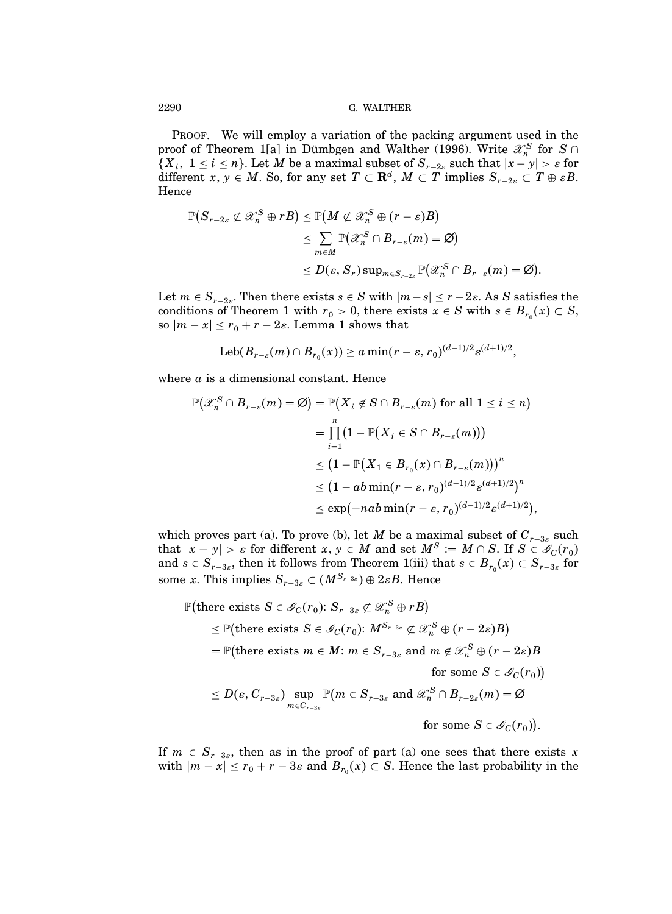PROOF. We will employ a variation of the packing argument used in the proof of Theorem 1[a] in Dümbgen and Walther (1996). Write $\mathscr{X}_n^S$ for $S \cap \{X_i,\ 1 \le i \le n\}$. Let $M$ be a maximal subset of $S_{r-2\varepsilon}$ such that $|x-y| > \varepsilon$ for different $x, y \in M$. So, for any set $T \subset \mathbf{R}^d$, $M \subset T$ implies $S_{r-2\varepsilon} \subset T \oplus \varepsilon B$. Hence

$$
\begin{aligned}
\mathbb{P}\big(S_{r-2\varepsilon} \not\subset \mathscr{X}_n^S \oplus rB\big) &\le \mathbb{P}\big(M \not\subset \mathscr{X}_n^S \oplus (r-\varepsilon)B\big) \\
&\le \sum_{m \in M} \mathbb{P}\big(\mathscr{X}_n^S \cap B_{r-\varepsilon}(m) = \varnothing\big) \\
&\le D(\varepsilon, S_r) \sup\nolimits_{m \in S_{r-2\varepsilon}} \mathbb{P}\big(\mathscr{X}_n^S \cap B_{r-\varepsilon}(m) = \varnothing\big).
\end{aligned}
$$

Let $m \in S_{r-2\varepsilon}$. Then there exists $s \in S$ with $|m-s| \le r-2\varepsilon$. As $S$ satisfies the conditions of Theorem 1 with $r_0 > 0$, there exists $x \in S$ with $s \in B_{r_0}(x) \subset S$, so $|m-x| \le r_0 + r - 2\varepsilon$. Lemma 1 shows that

$$
\operatorname{Leb}(B_{r-\varepsilon}(m) \cap B_{r_0}(x)) \ge a \min(r-\varepsilon, r_0)^{(d-1)/2} \varepsilon^{(d+1)/2},
$$

where $a$ is a dimensional constant. Hence

$$
\begin{aligned}
\mathbb{P}\big(\mathscr{X}_n^S \cap B_{r-\varepsilon}(m) = \varnothing\big) &= \mathbb{P}\big(X_i \notin S \cap B_{r-\varepsilon}(m) \text{ for all } 1 \le i \le n\big) \\
&= \prod_{i=1}^n \big(1 - \mathbb{P}\big(X_i \in S \cap B_{r-\varepsilon}(m)\big)\big) \\
&\le \big(1 - \mathbb{P}\big(X_1 \in B_{r_0}(x) \cap B_{r-\varepsilon}(m)\big)\big)^n \\
&\le \big(1 - ab \min(r-\varepsilon, r_0)^{(d-1)/2} \varepsilon^{(d+1)/2}\big)^n \\
&\le \exp\big(-nab \min(r-\varepsilon, r_0)^{(d-1)/2} \varepsilon^{(d+1)/2}\big),
\end{aligned}
$$

which proves part (a). To prove (b), let $M$ be a maximal subset of $C_{r-3\varepsilon}$ such that $|x-y| > \varepsilon$ for different $x, y \in M$ and set $M^S := M \cap S$. If $S \in \mathscr{G}_C(r_0)$ and $s \in S_{r-3\varepsilon}$, then it follows from Theorem 1(iii) that $s \in B_{r_0}(x) \subset S_{r-3\varepsilon}$ for some $x$. This implies $S_{r-3\varepsilon} \subset (M^{S_{r-3\varepsilon}}) \oplus 2\varepsilon B$. Hence

$$
\begin{aligned}
&\mathbb{P}\big(\text{there exists } S \in \mathscr{G}_C(r_0)\colon S_{r-3\varepsilon} \not\subset \mathscr{X}_n^S \oplus rB\big) \\
&\quad \le \mathbb{P}\big(\text{there exists } S \in \mathscr{G}_C(r_0)\colon M^{S_{r-3\varepsilon}} \not\subset \mathscr{X}_n^S \oplus (r-2\varepsilon)B\big) \\
&\quad = \mathbb{P}\big(\text{there exists } m \in M\colon m \in S_{r-3\varepsilon} \text{ and } m \notin \mathscr{X}_n^S \oplus (r-2\varepsilon)B \\
&\qquad\qquad \text{for some } S \in \mathscr{G}_C(r_0)\big) \\
&\quad \le D(\varepsilon, C_{r-3\varepsilon}) \sup_{m \in C_{r-3\varepsilon}} \mathbb{P}\big(m \in S_{r-3\varepsilon} \text{ and } \mathscr{X}_n^S \cap B_{r-2\varepsilon}(m) = \varnothing \\
&\qquad\qquad \text{for some } S \in \mathscr{G}_C(r_0)\big).
\end{aligned}
$$

If $m \in S_{r-3\varepsilon}$, then as in the proof of part (a) one sees that there exists $x$ with $|m-x| \le r_0 + r - 3\varepsilon$ and $B_{r_0}(x) \subset S$. Hence the last probability in the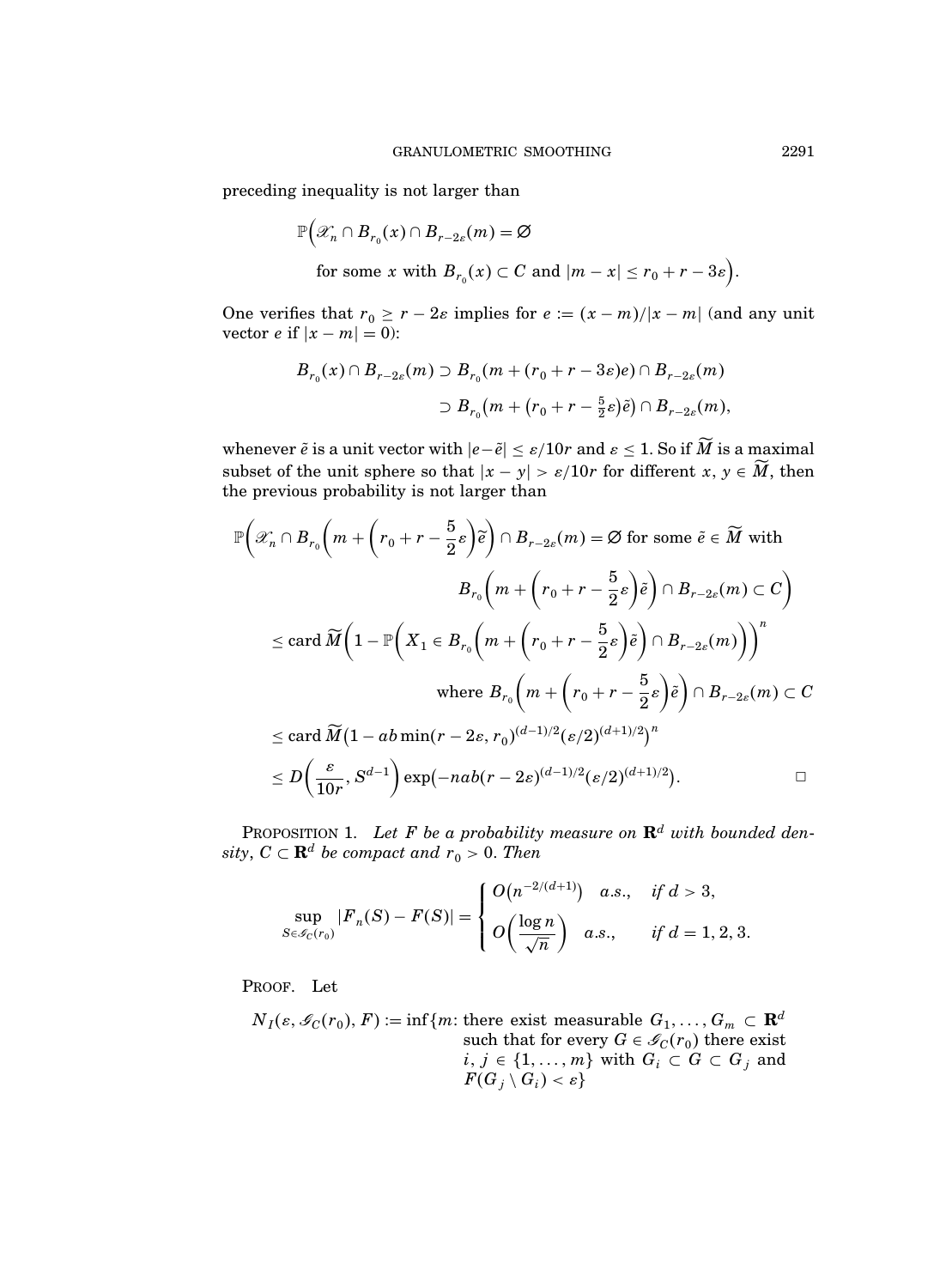preceding inequality is not larger than

$$\mathbb{P}\Big(\mathscr{X}_n \cap B_{r_0}(x) \cap B_{r-2\varepsilon}(m) = \varnothing$$

$$\text{for some } x \text{ with } B_{r_0}(x) \subset C \text{ and } |m - x| \le r_0 + r - 3\varepsilon\Big).$$

One verifies that $r_0 \ge r - 2\varepsilon$ implies for $e := (x - m)/|x - m|$ (and any unit vector $e$ if $|x - m| = 0$):

$$\begin{aligned} B_{r_0}(x) \cap B_{r-2\varepsilon}(m) &\supset B_{r_0}(m + (r_0 + r - 3\varepsilon)e) \cap B_{r-2\varepsilon}(m) \\ &\supset B_{r_0}\big(m + \big(r_0 + r - \tfrac{5}{2}\varepsilon\big)\tilde{e}\big) \cap B_{r-2\varepsilon}(m), \end{aligned}$$

whenever $\tilde{e}$ is a unit vector with $|e-\tilde{e}| \le \varepsilon/10r$ and $\varepsilon \le 1$. So if $\widetilde{M}$ is a maximal subset of the unit sphere so that $|x - y| > \varepsilon/10r$ for different $x, y \in \widetilde{M}$, then the previous probability is not larger than

$$\begin{aligned} &\mathbb{P}\bigg(\mathscr{X}_n \cap B_{r_0}\bigg(m + \bigg(r_0 + r - \frac{5}{2}\varepsilon\bigg)\tilde{e}\bigg) \cap B_{r-2\varepsilon}(m) = \varnothing \text{ for some } \tilde{e} \in \widetilde{M} \text{ with} \\ &\qquad\qquad B_{r_0}\bigg(m + \bigg(r_0 + r - \frac{5}{2}\varepsilon\bigg)\tilde{e}\bigg) \cap B_{r-2\varepsilon}(m) \subset C\bigg) \\ &\le \operatorname{card} \widetilde{M}\bigg(1 - \mathbb{P}\bigg(X_1 \in B_{r_0}\bigg(m + \bigg(r_0 + r - \frac{5}{2}\varepsilon\bigg)\tilde{e}\bigg) \cap B_{r-2\varepsilon}(m)\bigg)\bigg)^n \\ &\qquad\qquad \text{where } B_{r_0}\bigg(m + \bigg(r_0 + r - \frac{5}{2}\varepsilon\bigg)\tilde{e}\bigg) \cap B_{r-2\varepsilon}(m) \subset C \\ &\le \operatorname{card} \widetilde{M}\big(1 - ab \min(r - 2\varepsilon, r_0)^{(d-1)/2}(\varepsilon/2)^{(d+1)/2}\big)^n \\ &\le D\bigg(\frac{\varepsilon}{10r}, S^{d-1}\bigg) \exp\big(-nab(r - 2\varepsilon)^{(d-1)/2}(\varepsilon/2)^{(d+1)/2}\big). \qquad \square \end{aligned}$$

PROPOSITION 1. *Let $F$ be a probability measure on $\mathbf{R}^d$ with bounded density, $C \subset \mathbf{R}^d$ be compact and $r_0 > 0$. Then*

$$\sup_{S \in \mathscr{G}_C(r_0)} |F_n(S) - F(S)| = \begin{cases} O\big(n^{-2/(d+1)}\big) & a.s., \quad \text{if } d > 3, \\ O\bigg(\dfrac{\log n}{\sqrt{n}}\bigg) & a.s., \quad \text{if } d = 1, 2, 3. \end{cases}$$

PROOF. Let

$N_I(\varepsilon, \mathscr{G}_C(r_0), F) := \inf\{m$: there exist measurable $G_1, \dots, G_m \subset \mathbf{R}^d$ such that for every $G \in \mathscr{G}_C(r_0)$ there exist $i, j \in \{1, \dots, m\}$ with $G_i \subset G \subset G_j$ and $F(G_j \setminus G_i) < \varepsilon\}$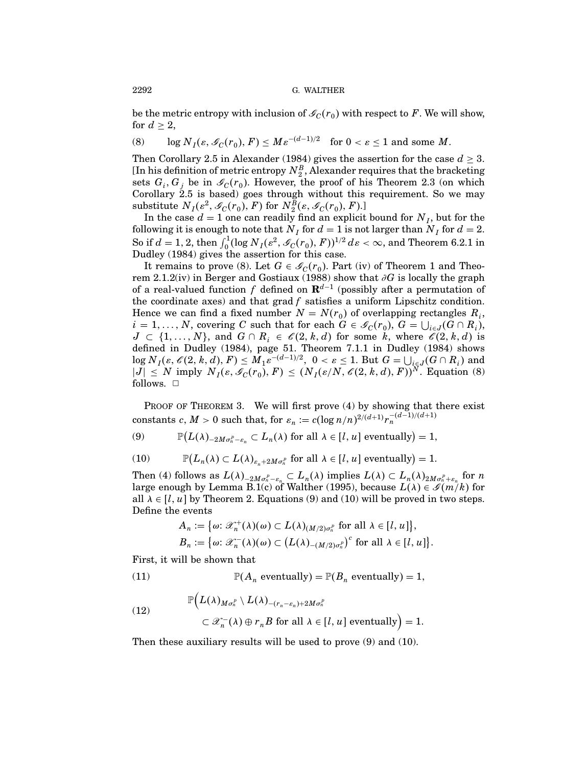be the metric entropy with inclusion of $\mathscr{G}_C(r_0)$ with respect to $F$. We will show, for $d \geq 2$,

$$\log N_I(\varepsilon, \mathscr{G}_C(r_0), F) \leq M\varepsilon^{-(d-1)/2} \quad \text{for } 0 < \varepsilon \leq 1 \text{ and some } M. \tag{8}$$

Then Corollary 2.5 in Alexander (1984) gives the assertion for the case $d \geq 3$. [In his definition of metric entropy $N_2^B$, Alexander requires that the bracketing sets $G_i, G_j$ be in $\mathscr{G}_C(r_0)$. However, the proof of his Theorem 2.3 (on which Corollary 2.5 is based) goes through without this requirement. So we may substitute $N_I(\varepsilon^2, \mathscr{G}_C(r_0), F)$ for $N_2^B(\varepsilon, \mathscr{G}_C(r_0), F)$.]

In the case $d = 1$ one can readily find an explicit bound for $N_I$, but for the following it is enough to note that $N_I$ for $d = 1$ is not larger than $N_I$ for $d = 2$. So if $d = 1, 2$, then $\int_0^1 (\log N_I(\varepsilon^2, \mathscr{G}_C(r_0), F))^{1/2}\, d\varepsilon < \infty$, and Theorem 6.2.1 in Dudley (1984) gives the assertion for this case.

It remains to prove (8). Let $G \in \mathscr{G}_C(r_0)$. Part (iv) of Theorem 1 and Theorem 2.1.2(iv) in Berger and Gostiaux (1988) show that $\partial G$ is locally the graph of a real-valued function $f$ defined on $\mathbf{R}^{d-1}$ (possibly after a permutation of the coordinate axes) and that grad $f$ satisfies a uniform Lipschitz condition. Hence we can find a fixed number $N = N(r_0)$ of overlapping rectangles $R_i$, $i = 1, \dots, N$, covering $C$ such that for each $G \in \mathscr{G}_C(r_0)$, $G = \bigcup_{i \in J}(G \cap R_i)$, $J \subset \{1, \dots, N\}$, and $G \cap R_i \in \mathscr{C}(2, k, d)$ for some $k$, where $\mathscr{C}(2, k, d)$ is defined in Dudley (1984), page 51. Theorem 7.1.1 in Dudley (1984) shows $\log N_I(\varepsilon, \mathscr{C}(2, k, d), F) \leq M_1 \varepsilon^{-(d-1)/2}$, $0 < \varepsilon \leq 1$. But $G = \bigcup_{i \in J}(G \cap R_i)$ and $|J| \leq N$ imply $N_I(\varepsilon, \mathscr{G}_C(r_0), F) \leq (N_I(\varepsilon/N, \mathscr{C}(2, k, d), F))^N$. Equation (8) follows. $\square$

PROOF OF THEOREM 3. We will first prove (4) by showing that there exist constants $c, M > 0$ such that, for $\varepsilon_n := c(\log n/n)^{2/(d+1)} r_n^{-(d-1)/(d+1)}$

$$\mathbb{P}\big(L(\lambda)_{-2M\sigma_n^p - \varepsilon_n} \subset L_n(\lambda) \text{ for all } \lambda \in [l, u] \text{ eventually}\big) = 1, \tag{9}$$

$$\mathbb{P}\big(L_n(\lambda) \subset L(\lambda)_{\varepsilon_n + 2M\sigma_n^p} \text{ for all } \lambda \in [l, u] \text{ eventually}\big) = 1. \tag{10}$$

Then (4) follows as $L(\lambda)_{-2M\sigma_n^p - \varepsilon_n} \subset L_n(\lambda)$ implies $L(\lambda) \subset L_n(\lambda)_{2M\sigma_n^p + \varepsilon_n}$ for $n$ large enough by Lemma B.1(c) of Walther (1995), because $L(\lambda) \in \mathscr{G}(m/k)$ for all $\lambda \in [l, u]$ by Theorem 2. Equations (9) and (10) will be proved in two steps. Define the events

$$A_n := \big\{\omega\colon \mathscr{X}_n^+(\lambda)(\omega) \subset L(\lambda)_{(M/2)\sigma_n^p} \text{ for all } \lambda \in [l, u]\big\},$$
$$B_n := \big\{\omega\colon \mathscr{X}_n^-(\lambda)(\omega) \subset \big(L(\lambda)_{-(M/2)\sigma_n^p}\big)^c \text{ for all } \lambda \in [l, u]\big\}.$$

First, it will be shown that

$$\mathbb{P}(A_n \text{ eventually}) = \mathbb{P}(B_n \text{ eventually}) = 1, \tag{11}$$

$$\mathbb{P}\Big(L(\lambda)_{M\sigma_n^p} \setminus L(\lambda)_{-(r_n - \varepsilon_n) + 2M\sigma_n^p} \subset \mathscr{X}_n^-(\lambda) \oplus r_n B \text{ for all } \lambda \in [l, u] \text{ eventually}\Big) = 1. \tag{12}$$

Then these auxiliary results will be used to prove (9) and (10).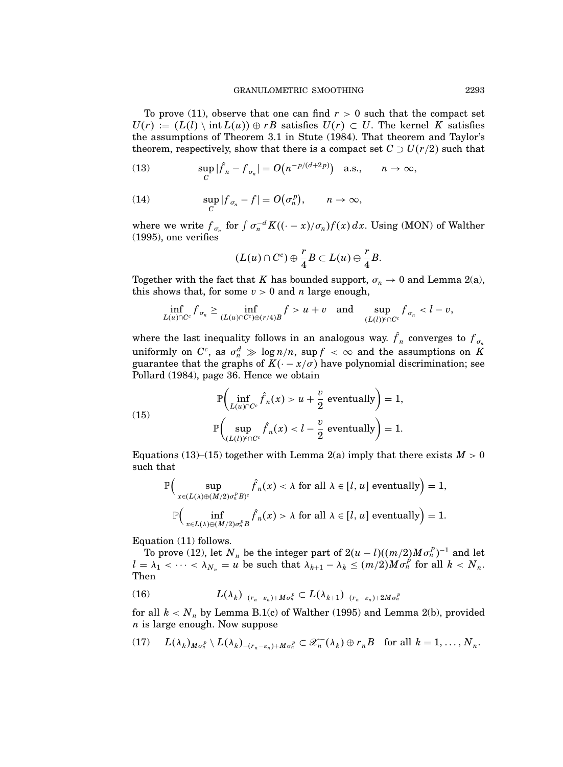To prove (11), observe that one can find $r > 0$ such that the compact set $U(r) := (L(l) \setminus \operatorname{int} L(u)) \oplus rB$ satisfies $U(r) \subset U$. The kernel $K$ satisfies the assumptions of Theorem 3.1 in Stute (1984). That theorem and Taylor's theorem, respectively, show that there is a compact set $C \supset U(r/2)$ such that

$$\sup_C |\hat{f}_n - f_{\sigma_n}| = O\big(n^{-p/(d+2p)}\big) \quad \text{a.s.,} \qquad n \to \infty, \tag{13}$$

$$\sup_C |f_{\sigma_n} - f| = O\big(\sigma_n^p\big), \qquad n \to \infty, \tag{14}$$

where we write $f_{\sigma_n}$ for $\int \sigma_n^{-d} K((\cdot - x)/\sigma_n) f(x)\, dx$. Using (MON) of Walther (1995), one verifies

$$(L(u) \cap C^c) \oplus \frac{r}{4} B \subset L(u) \ominus \frac{r}{4} B.$$

Together with the fact that $K$ has bounded support, $\sigma_n \to 0$ and Lemma 2(a), this shows that, for some $v > 0$ and $n$ large enough,

$$\inf_{L(u)\cap C^c} f_{\sigma_n} \geq \inf_{(L(u)\cap C^c)\oplus(r/4)B} f > u + v \quad \text{and} \quad \sup_{(L(l))^c \cap C^c} f_{\sigma_n} < l - v,$$

where the last inequality follows in an analogous way. $\hat{f}_n$ converges to $f_{\sigma_n}$ uniformly on $C^c$, as $\sigma_n^d \gg \log n/n$, $\sup f < \infty$ and the assumptions on $K$ guarantee that the graphs of $K(\cdot - x/\sigma)$ have polynomial discrimination; see Pollard (1984), page 36. Hence we obtain

$$\begin{aligned} &\mathbb{P}\Big(\inf_{L(u)\cap C^c} \hat{f}_n(x) > u + \frac{v}{2} \text{ eventually}\Big) = 1, \\ &\mathbb{P}\Big(\sup_{(L(l))^c \cap C^c} \hat{f}_n(x) < l - \frac{v}{2} \text{ eventually}\Big) = 1. \end{aligned} \tag{15}$$

Equations (13)–(15) together with Lemma 2(a) imply that there exists $M > 0$ such that

$$\mathbb{P}\Big(\sup_{x \in (L(\lambda)\oplus(M/2)\sigma_n^p B)^c} \hat{f}_n(x) < \lambda \text{ for all } \lambda \in [l, u] \text{ eventually}\Big) = 1,$$

$$\mathbb{P}\Big(\inf_{x \in L(\lambda)\ominus(M/2)\sigma_n^p B} \hat{f}_n(x) > \lambda \text{ for all } \lambda \in [l, u] \text{ eventually}\Big) = 1.$$

Equation (11) follows.

To prove (12), let $N_n$ be the integer part of $2(u-l)((m/2)M\sigma_n^p)^{-1}$ and let $l = \lambda_1 < \cdots < \lambda_{N_n} = u$ be such that $\lambda_{k+1} - \lambda_k \leq (m/2)M\sigma_n^p$ for all $k < N_n$. Then

$$L(\lambda_k)_{-(r_n-\varepsilon_n)+M\sigma_n^p} \subset L(\lambda_{k+1})_{-(r_n-\varepsilon_n)+2M\sigma_n^p} \tag{16}$$

for all $k < N_n$ by Lemma B.1(c) of Walther (1995) and Lemma 2(b), provided $n$ is large enough. Now suppose

$$L(\lambda_k)_{M\sigma_n^p} \setminus L(\lambda_k)_{-(r_n-\varepsilon_n)+M\sigma_n^p} \subset \mathscr{X}_n^-(\lambda_k) \oplus r_n B \quad \text{for all } k = 1, \ldots, N_n. \tag{17}$$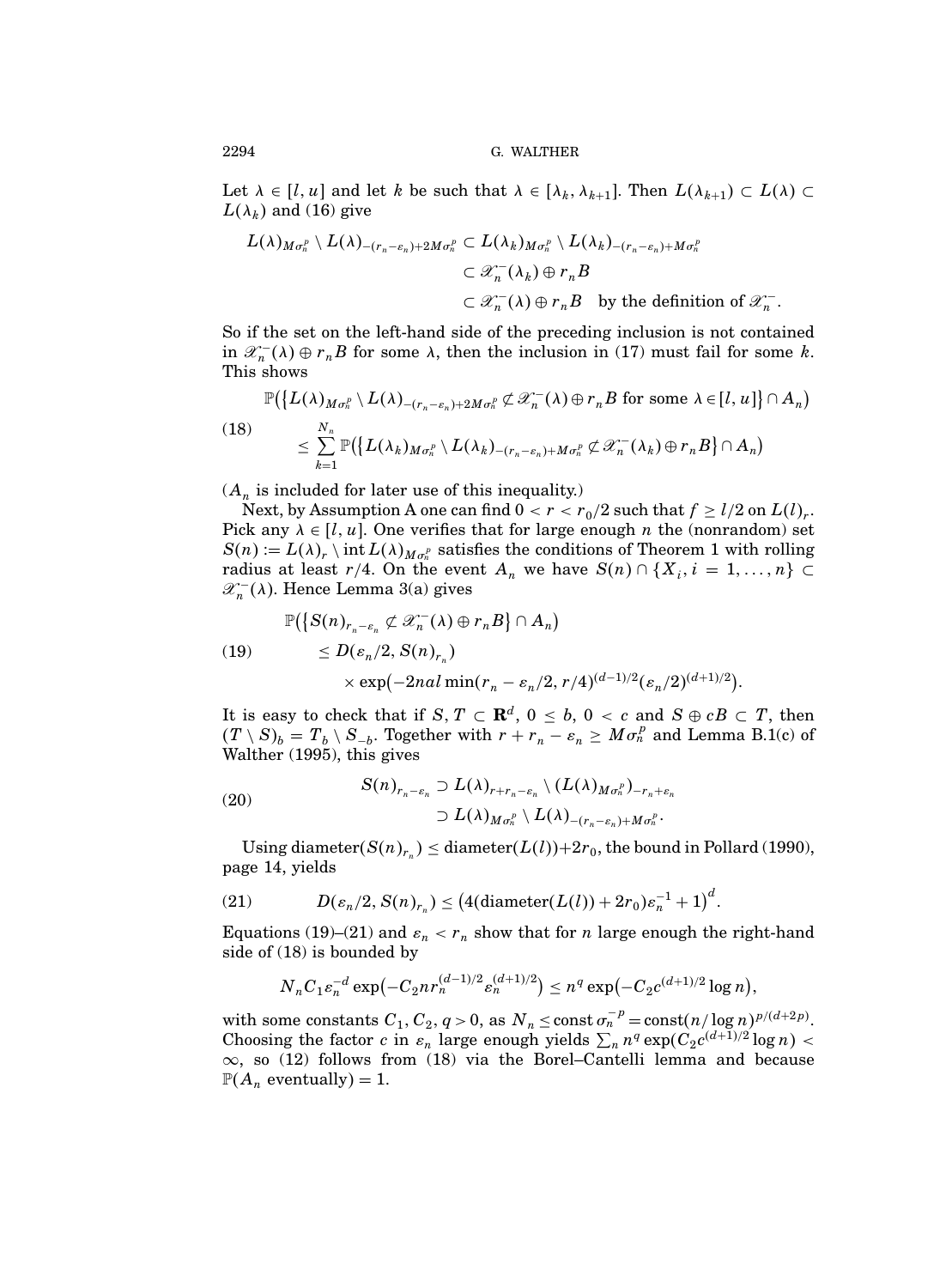Let $\lambda \in [l, u]$ and let $k$ be such that $\lambda \in [\lambda_k, \lambda_{k+1}]$. Then $L(\lambda_{k+1}) \subset L(\lambda) \subset L(\lambda_k)$ and (16) give

$$
\begin{aligned}
L(\lambda)_{M\sigma_n^p} \setminus L(\lambda)_{-(r_n-\varepsilon_n)+2M\sigma_n^p} &\subset L(\lambda_k)_{M\sigma_n^p} \setminus L(\lambda_k)_{-(r_n-\varepsilon_n)+M\sigma_n^p} \\
&\subset \mathscr{X}_n^{-}(\lambda_k) \oplus r_n B \\
&\subset \mathscr{X}_n^{-}(\lambda) \oplus r_n B \quad \text{by the definition of } \mathscr{X}_n^{-}.
\end{aligned}
$$

So if the set on the left-hand side of the preceding inclusion is not contained in $\mathscr{X}_n^{-}(\lambda) \oplus r_n B$ for some $\lambda$, then the inclusion in (17) must fail for some $k$. This shows

$$
\begin{aligned}
&\mathbb{P}\big(\big\{L(\lambda)_{M\sigma_n^p} \setminus L(\lambda)_{-(r_n-\varepsilon_n)+2M\sigma_n^p} \not\subset \mathscr{X}_n^{-}(\lambda) \oplus r_n B \text{ for some } \lambda \in [l, u]\big\} \cap A_n\big) \\
(18) \qquad &\leq \sum_{k=1}^{N_n} \mathbb{P}\big(\big\{L(\lambda_k)_{M\sigma_n^p} \setminus L(\lambda_k)_{-(r_n-\varepsilon_n)+M\sigma_n^p} \not\subset \mathscr{X}_n^{-}(\lambda_k) \oplus r_n B\big\} \cap A_n\big)
\end{aligned}
$$

($A_n$ is included for later use of this inequality.)

Next, by Assumption A one can find $0 < r < r_0/2$ such that $f \geq l/2$ on $L(l)_r$. Pick any $\lambda \in [l, u]$. One verifies that for large enough $n$ the (nonrandom) set $S(n) := L(\lambda)_r \setminus \operatorname{int} L(\lambda)_{M\sigma_n^p}$ satisfies the conditions of Theorem 1 with rolling radius at least $r/4$. On the event $A_n$ we have $S(n) \cap \{X_i, i = 1, \dots, n\} \subset \mathscr{X}_n^{-}(\lambda)$. Hence Lemma 3(a) gives

$$
\begin{aligned}
&\mathbb{P}\big(\big\{S(n)_{r_n-\varepsilon_n} \not\subset \mathscr{X}_n^{-}(\lambda) \oplus r_n B\big\} \cap A_n\big) \\
(19) \qquad &\leq D(\varepsilon_n/2, S(n)_{r_n}) \\
&\qquad \times \exp\big(-2nal \min(r_n - \varepsilon_n/2, r/4)^{(d-1)/2} (\varepsilon_n/2)^{(d+1)/2}\big).
\end{aligned}
$$

It is easy to check that if $S, T \subset \mathbf{R}^d$, $0 \leq b$, $0 < c$ and $S \oplus cB \subset T$, then $(T \setminus S)_b = T_b \setminus S_{-b}$. Together with $r + r_n - \varepsilon_n \geq M\sigma_n^p$ and Lemma B.1(c) of Walther (1995), this gives

$$
\begin{aligned}
(20) \qquad S(n)_{r_n-\varepsilon_n} &\supset L(\lambda)_{r+r_n-\varepsilon_n} \setminus (L(\lambda)_{M\sigma_n^p})_{-r_n+\varepsilon_n} \\
&\supset L(\lambda)_{M\sigma_n^p} \setminus L(\lambda)_{-(r_n-\varepsilon_n)+M\sigma_n^p}.
\end{aligned}
$$

Using $\operatorname{diameter}(S(n)_{r_n}) \leq \operatorname{diameter}(L(l)) + 2r_0$, the bound in Pollard (1990), page 14, yields

$$
(21) \qquad D(\varepsilon_n/2, S(n)_{r_n}) \leq \big(4(\operatorname{diameter}(L(l)) + 2r_0)\varepsilon_n^{-1} + 1\big)^d.
$$

Equations (19)–(21) and $\varepsilon_n < r_n$ show that for $n$ large enough the right-hand side of (18) is bounded by

$$
N_n C_1 \varepsilon_n^{-d} \exp\big(-C_2 n r_n^{(d-1)/2} \varepsilon_n^{(d+1)/2}\big) \leq n^q \exp\big(-C_2 c^{(d+1)/2} \log n\big),
$$

with some constants $C_1, C_2, q > 0$, as $N_n \leq \text{const}\, \sigma_n^{-p} = \text{const}(n/\log n)^{p/(d+2p)}$. Choosing the factor $c$ in $\varepsilon_n$ large enough yields $\sum_n n^q \exp(C_2 c^{(d+1)/2} \log n) < \infty$, so (12) follows from (18) via the Borel–Cantelli lemma and because $\mathbb{P}(A_n \text{ eventually}) = 1$.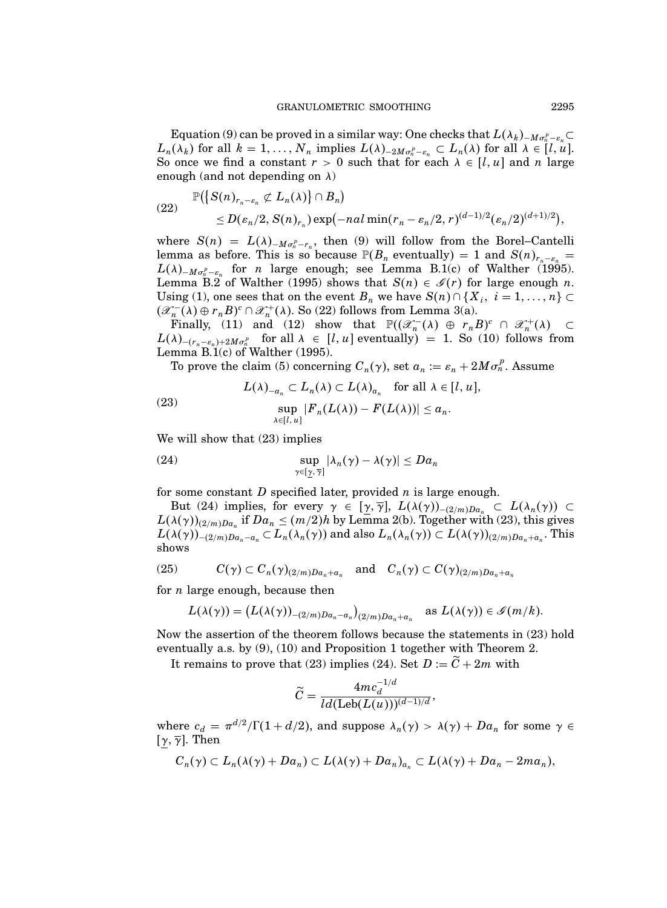Equation (9) can be proved in a similar way: One checks that $L(\lambda_k)_{-M\sigma_n^p-\varepsilon_n} \subset L_n(\lambda_k)$ for all $k = 1, \dots, N_n$ implies $L(\lambda)_{-2M\sigma_n^p-\varepsilon_n} \subset L_n(\lambda)$ for all $\lambda \in [l, u]$. So once we find a constant $r > 0$ such that for each $\lambda \in [l, u]$ and $n$ large enough (and not depending on $\lambda$)

$$
\begin{aligned}
&\mathbb{P}\big(\{S(n)_{r_n-\varepsilon_n} \not\subset L_n(\lambda)\} \cap B_n\big) \\
&\qquad \le D(\varepsilon_n/2, S(n)_{r_n}) \exp\big(-nal \min(r_n - \varepsilon_n/2, r)^{(d-1)/2} (\varepsilon_n/2)^{(d+1)/2}\big),
\end{aligned} \tag{22}
$$

where $S(n) = L(\lambda)_{-M\sigma_n^p - r_n}$, then (9) will follow from the Borel–Cantelli lemma as before. This is so because $\mathbb{P}(B_n \text{ eventually}) = 1$ and $S(n)_{r_n-\varepsilon_n} = L(\lambda)_{-M\sigma_n^p-\varepsilon_n}$ for $n$ large enough; see Lemma B.1(c) of Walther (1995). Lemma B.2 of Walther (1995) shows that $S(n) \in \mathscr{G}(r)$ for large enough $n$. Using (1), one sees that on the event $B_n$ we have $S(n) \cap \{X_i,\ i = 1, \dots, n\} \subset (\mathscr{X}_n^-(\lambda) \oplus r_n B)^c \cap \mathscr{X}_n^+(\lambda)$. So (22) follows from Lemma 3(a).

Finally, (11) and (12) show that $\mathbb{P}((\mathscr{X}_n^-(\lambda) \oplus r_n B)^c \cap \mathscr{X}_n^+(\lambda) \subset L(\lambda)_{-(r_n-\varepsilon_n)+2M\sigma_n^p}$ for all $\lambda \in [l, u]$ eventually$) = 1$. So (10) follows from Lemma B.1(c) of Walther (1995).

To prove the claim (5) concerning $C_n(\gamma)$, set $a_n := \varepsilon_n + 2M\sigma_n^p$. Assume

$$
\begin{aligned}
&L(\lambda)_{-a_n} \subset L_n(\lambda) \subset L(\lambda)_{a_n} \quad \text{for all } \lambda \in [l, u], \\
&\sup_{\lambda \in [l,u]} |F_n(L(\lambda)) - F(L(\lambda))| \le a_n.
\end{aligned} \tag{23}
$$

We will show that (23) implies

$$
\sup_{\gamma \in [\underline{\gamma}, \overline{\gamma}]} |\lambda_n(\gamma) - \lambda(\gamma)| \le D a_n \tag{24}
$$

for some constant $D$ specified later, provided $n$ is large enough.

But (24) implies, for every $\gamma \in [\underline{\gamma}, \overline{\gamma}]$, $L(\lambda(\gamma))_{-(2/m)Da_n} \subset L(\lambda_n(\gamma)) \subset L(\lambda(\gamma))_{(2/m)Da_n}$ if $Da_n \le (m/2)h$ by Lemma 2(b). Together with (23), this gives $L(\lambda(\gamma))_{-(2/m)Da_n-a_n} \subset L_n(\lambda_n(\gamma))$ and also $L_n(\lambda_n(\gamma)) \subset L(\lambda(\gamma))_{(2/m)Da_n+a_n}$. This shows

$$
C(\gamma) \subset C_n(\gamma)_{(2/m)Da_n+a_n} \quad \text{and} \quad C_n(\gamma) \subset C(\gamma)_{(2/m)Da_n+a_n} \tag{25}
$$

for $n$ large enough, because then

$$
L(\lambda(\gamma)) = \big(L(\lambda(\gamma))_{-(2/m)Da_n-a_n}\big)_{(2/m)Da_n+a_n} \quad \text{as } L(\lambda(\gamma)) \in \mathscr{G}(m/k).
$$

Now the assertion of the theorem follows because the statements in (23) hold eventually a.s. by (9), (10) and Proposition 1 together with Theorem 2.

It remains to prove that (23) implies (24). Set $D := \widetilde{C} + 2m$ with

$$
\widetilde{C} = \frac{4mc_d^{-1/d}}{ld(\mathrm{Leb}(L(u)))^{(d-1)/d}},
$$

where $c_d = \pi^{d/2}/\Gamma(1 + d/2)$, and suppose $\lambda_n(\gamma) > \lambda(\gamma) + Da_n$ for some $\gamma \in [\underline{\gamma}, \overline{\gamma}]$. Then

$$
C_n(\gamma) \subset L_n(\lambda(\gamma) + Da_n) \subset L(\lambda(\gamma) + Da_n)_{a_n} \subset L(\lambda(\gamma) + Da_n - 2ma_n),
$$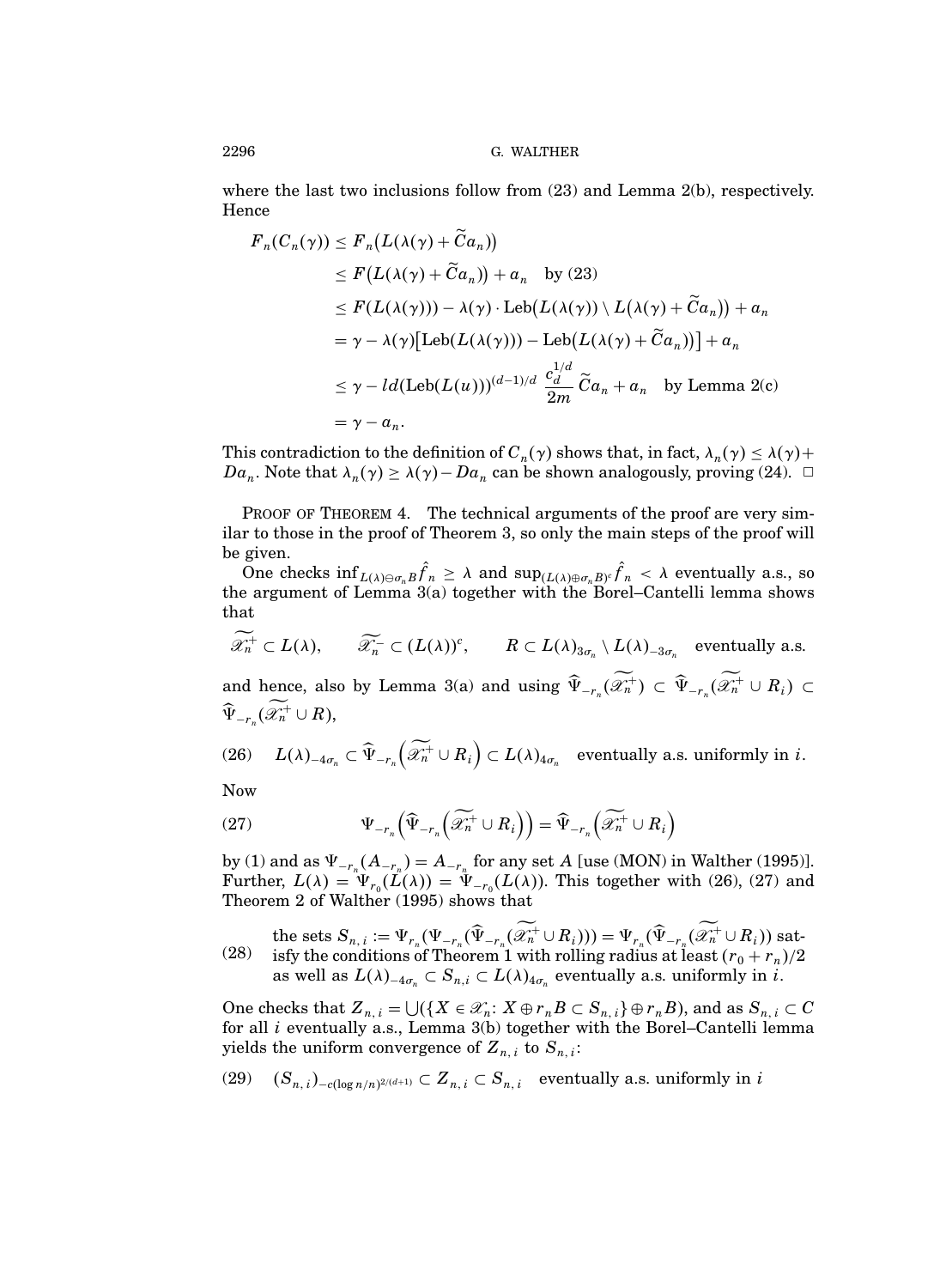where the last two inclusions follow from (23) and Lemma 2(b), respectively. Hence

$$
\begin{aligned}
F_n(C_n(\gamma)) &\le F_n\big(L(\lambda(\gamma) + \widetilde{C}a_n)\big) \\
&\le F\big(L(\lambda(\gamma) + \widetilde{C}a_n)\big) + a_n \quad \text{by (23)} \\
&\le F(L(\lambda(\gamma))) - \lambda(\gamma) \cdot \mathrm{Leb}\big(L(\lambda(\gamma)) \setminus L\big(\lambda(\gamma) + \widetilde{C}a_n\big)\big) + a_n \\
&= \gamma - \lambda(\gamma)\big[\mathrm{Leb}(L(\lambda(\gamma))) - \mathrm{Leb}\big(L(\lambda(\gamma) + \widetilde{C}a_n)\big)\big] + a_n \\
&\le \gamma - ld(\mathrm{Leb}(L(u)))^{(d-1)/d} \, \frac{c_d^{1/d}}{2m} \, \widetilde{C}a_n + a_n \quad \text{by Lemma 2(c)} \\
&= \gamma - a_n.
\end{aligned}
$$

This contradiction to the definition of $C_n(\gamma)$ shows that, in fact, $\lambda_n(\gamma) \le \lambda(\gamma) + Da_n$. Note that $\lambda_n(\gamma) \ge \lambda(\gamma) - Da_n$ can be shown analogously, proving (24). $\square$

PROOF OF THEOREM 4. The technical arguments of the proof are very similar to those in the proof of Theorem 3, so only the main steps of the proof will be given.

One checks $\inf_{L(\lambda)\ominus\sigma_n B} \hat{f}_n \ge \lambda$ and $\sup_{(L(\lambda)\oplus\sigma_n B)^c} \hat{f}_n < \lambda$ eventually a.s., so the argument of Lemma 3(a) together with the Borel–Cantelli lemma shows that

$$
\widetilde{\mathscr{X}_n^+} \subset L(\lambda), \qquad \widetilde{\mathscr{X}_n^-} \subset (L(\lambda))^c, \qquad R \subset L(\lambda)_{3\sigma_n} \setminus L(\lambda)_{-3\sigma_n} \quad \text{eventually a.s.}
$$

and hence, also by Lemma 3(a) and using $\widehat{\Psi}_{-r_n}(\widetilde{\mathscr{X}_n^+}) \subset \widehat{\Psi}_{-r_n}(\widetilde{\mathscr{X}_n^+} \cup R_i) \subset \widehat{\Psi}_{-r_n}(\widetilde{\mathscr{X}_n^+} \cup R)$,

$$
(26) \quad L(\lambda)_{-4\sigma_n} \subset \widehat{\Psi}_{-r_n}\Big(\widetilde{\mathscr{X}_n^+} \cup R_i\Big) \subset L(\lambda)_{4\sigma_n} \quad \text{eventually a.s. uniformly in } i.
$$

Now

$$
(27) \qquad \Psi_{-r_n}\Big(\widehat{\Psi}_{-r_n}\Big(\widetilde{\mathscr{X}_n^+} \cup R_i\Big)\Big) = \widehat{\Psi}_{-r_n}\Big(\widetilde{\mathscr{X}_n^+} \cup R_i\Big)
$$

by (1) and as $\Psi_{-r_n}(A_{-r_n}) = A_{-r_n}$ for any set $A$ [use (MON) in Walther (1995)]. Further, $L(\lambda) = \Psi_{r_0}(L(\lambda)) = \Psi_{-r_0}(L(\lambda))$. This together with (26), (27) and Theorem 2 of Walther (1995) shows that

(28) the sets $S_{n,i} := \Psi_{r_n}(\Psi_{-r_n}(\widehat{\Psi}_{-r_n}(\widetilde{\mathscr{X}_n^+} \cup R_i))) = \Psi_{r_n}(\widehat{\Psi}_{-r_n}(\widetilde{\mathscr{X}_n^+} \cup R_i))$ satisfy the conditions of Theorem 1 with rolling radius at least $(r_0 + r_n)/2$ as well as $L(\lambda)_{-4\sigma_n} \subset S_{n,i} \subset L(\lambda)_{4\sigma_n}$ eventually a.s. uniformly in $i$.

One checks that $Z_{n,i} = \bigcup(\{X \in \mathscr{X}_n \colon X \oplus r_n B \subset S_{n,i}\} \oplus r_n B)$, and as $S_{n,i} \subset C$ for all $i$ eventually a.s., Lemma 3(b) together with the Borel–Cantelli lemma yields the uniform convergence of $Z_{n,i}$ to $S_{n,i}$:

$$
(29) \quad (S_{n,i})_{-c(\log n/n)^{2/(d+1)}} \subset Z_{n,i} \subset S_{n,i} \quad \text{eventually a.s. uniformly in } i
$$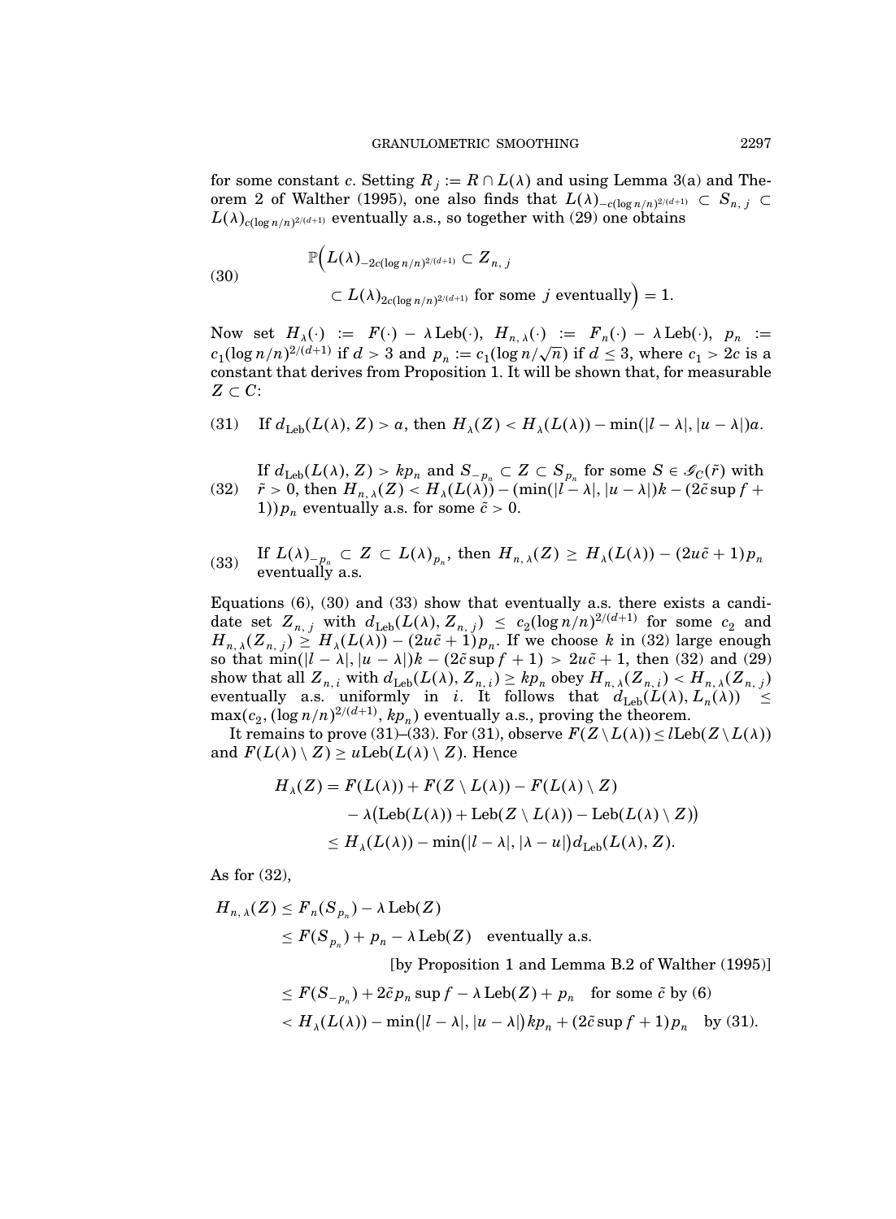for some constant $c$. Setting $R_j := R \cap L(\lambda)$ and using Lemma 3(a) and Theorem 2 of Walther (1995), one also finds that $L(\lambda)_{-c(\log n/n)^{2/(d+1)}} \subset S_{n,j} \subset L(\lambda)_{c(\log n/n)^{2/(d+1)}}$ eventually a.s., so together with (29) one obtains

$$
\mathbb{P}\Big(L(\lambda)_{-2c(\log n/n)^{2/(d+1)}} \subset Z_{n,j} \subset L(\lambda)_{2c(\log n/n)^{2/(d+1)}} \text{ for some } j \text{ eventually}\Big) = 1. \tag{30}
$$

Now set $H_\lambda(\cdot) := F(\cdot) - \lambda \operatorname{Leb}(\cdot)$, $H_{n,\lambda}(\cdot) := F_n(\cdot) - \lambda \operatorname{Leb}(\cdot)$, $p_n := c_1(\log n/n)^{2/(d+1)}$ if $d > 3$ and $p_n := c_1(\log n/\sqrt{n})$ if $d \leq 3$, where $c_1 > 2c$ is a constant that derives from Proposition 1. It will be shown that, for measurable $Z \subset C$:

(31) If $d_{\operatorname{Leb}}(L(\lambda), Z) > a$, then $H_\lambda(Z) < H_\lambda(L(\lambda)) - \min(|l-\lambda|, |u-\lambda|)a$.

(32) If $d_{\operatorname{Leb}}(L(\lambda), Z) > kp_n$ and $S_{-p_n} \subset Z \subset S_{p_n}$ for some $S \in \mathscr{G}_C(\tilde{r})$ with $\tilde{r} > 0$, then $H_{n,\lambda}(Z) < H_\lambda(L(\lambda)) - (\min(|l-\lambda|, |u-\lambda|)k - (2\tilde{c}\sup f + 1))p_n$ eventually a.s. for some $\tilde{c} > 0$.

(33) If $L(\lambda)_{-p_n} \subset Z \subset L(\lambda)_{p_n}$, then $H_{n,\lambda}(Z) \geq H_\lambda(L(\lambda)) - (2u\tilde{c} + 1)p_n$ eventually a.s.

Equations (6), (30) and (33) show that eventually a.s. there exists a candidate set $Z_{n,j}$ with $d_{\operatorname{Leb}}(L(\lambda), Z_{n,j}) \leq c_2(\log n/n)^{2/(d+1)}$ for some $c_2$ and $H_{n,\lambda}(Z_{n,j}) \geq H_\lambda(L(\lambda)) - (2u\tilde{c}+1)p_n$. If we choose $k$ in (32) large enough so that $\min(|l-\lambda|, |u-\lambda|)k - (2\tilde{c}\sup f + 1) > 2u\tilde{c} + 1$, then (32) and (29) show that all $Z_{n,i}$ with $d_{\operatorname{Leb}}(L(\lambda), Z_{n,i}) \geq kp_n$ obey $H_{n,\lambda}(Z_{n,i}) < H_{n,\lambda}(Z_{n,j})$ eventually a.s. uniformly in $i$. It follows that $d_{\operatorname{Leb}}(L(\lambda), L_n(\lambda)) \leq \max(c_2, (\log n/n)^{2/(d+1)}, kp_n)$ eventually a.s., proving the theorem.

It remains to prove (31)–(33). For (31), observe $F(Z \setminus L(\lambda)) \leq l \operatorname{Leb}(Z \setminus L(\lambda))$ and $F(L(\lambda) \setminus Z) \geq u \operatorname{Leb}(L(\lambda) \setminus Z)$. Hence

$$
\begin{aligned}
H_\lambda(Z) &= F(L(\lambda)) + F(Z \setminus L(\lambda)) - F(L(\lambda) \setminus Z) \\
&\quad - \lambda\big(\operatorname{Leb}(L(\lambda)) + \operatorname{Leb}(Z \setminus L(\lambda)) - \operatorname{Leb}(L(\lambda) \setminus Z)\big) \\
&\leq H_\lambda(L(\lambda)) - \min\big(|l-\lambda|, |\lambda - u|\big) d_{\operatorname{Leb}}(L(\lambda), Z).
\end{aligned}
$$

As for (32),

$$
\begin{aligned}
H_{n,\lambda}(Z) &\leq F_n(S_{p_n}) - \lambda \operatorname{Leb}(Z) \\
&\leq F(S_{p_n}) + p_n - \lambda \operatorname{Leb}(Z) \quad \text{eventually a.s.} \\
&\qquad\qquad \text{[by Proposition 1 and Lemma B.2 of Walther (1995)]} \\
&\leq F(S_{-p_n}) + 2\tilde{c}p_n \sup f - \lambda \operatorname{Leb}(Z) + p_n \quad \text{for some } \tilde{c} \text{ by (6)} \\
&< H_\lambda(L(\lambda)) - \min\big(|l-\lambda|, |u-\lambda|\big)kp_n + (2\tilde{c}\sup f + 1)p_n \quad \text{by (31).}
\end{aligned}
$$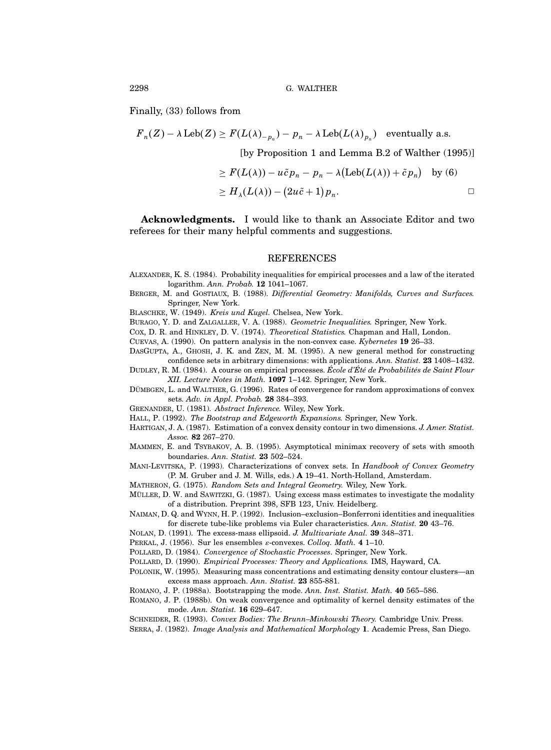Finally, (33) follows from

$$
\begin{aligned}
F_n(Z) - \lambda \operatorname{Leb}(Z) &\geq F(L(\lambda)_{-p_n}) - p_n - \lambda \operatorname{Leb}(L(\lambda)_{p_n}) \quad \text{eventually a.s.} \\
&\qquad \text{[by Proposition 1 and Lemma B.2 of Walther (1995)]} \\
&\geq F(L(\lambda)) - u\tilde{c}p_n - p_n - \lambda\big(\operatorname{Leb}(L(\lambda)) + \tilde{c}p_n\big) \quad \text{by (6)} \\
&\geq H_\lambda(L(\lambda)) - \big(2u\tilde{c} + 1\big)p_n. \qquad \square
\end{aligned}
$$

**Acknowledgments.** I would like to thank an Associate Editor and two referees for their many helpful comments and suggestions.

## REFERENCES

ALEXANDER, K. S. (1984). Probability inequalities for empirical processes and a law of the iterated logarithm. *Ann. Probab.* **12** 1041–1067.

BERGER, M. and GOSTIAUX, B. (1988). *Differential Geometry: Manifolds, Curves and Surfaces.* Springer, New York.

BLASCHKE, W. (1949). *Kreis und Kugel.* Chelsea, New York.

BURAGO, Y. D. and ZALGALLER, V. A. (1988). *Geometric Inequalities.* Springer, New York.

COX, D. R. and HINKLEY, D. V. (1974). *Theoretical Statistics.* Chapman and Hall, London.

CUEVAS, A. (1990). On pattern analysis in the non-convex case. *Kybernetes* **19** 26–33.

DASGUPTA, A., GHOSH, J. K. and ZEN, M. M. (1995). A new general method for constructing confidence sets in arbitrary dimensions: with applications. *Ann. Statist.* **23** 1408–1432.

DUDLEY, R. M. (1984). A course on empirical processes. *École d'Été de Probabilités de Saint Flour XII. Lecture Notes in Math.* **1097** 1–142. Springer, New York.

DÜMBGEN, L. and WALTHER, G. (1996). Rates of convergence for random approximations of convex sets. *Adv. in Appl. Probab.* **28** 384–393.

GRENANDER, U. (1981). *Abstract Inference.* Wiley, New York.

HALL, P. (1992). *The Bootstrap and Edgeworth Expansions.* Springer, New York.

HARTIGAN, J. A. (1987). Estimation of a convex density contour in two dimensions. *J. Amer. Statist. Assoc.* **82** 267–270.

MAMMEN, E. and TSYBAKOV, A. B. (1995). Asymptotical minimax recovery of sets with smooth boundaries. *Ann. Statist.* **23** 502–524.

MANI-LEVITSKA, P. (1993). Characterizations of convex sets. In *Handbook of Convex Geometry* (P. M. Gruber and J. M. Wills, eds.) **A** 19–41. North-Holland, Amsterdam.

MATHERON, G. (1975). *Random Sets and Integral Geometry.* Wiley, New York.

MÜLLER, D. W. and SAWITZKI, G. (1987). Using excess mass estimates to investigate the modality of a distribution. Preprint 398, SFB 123, Univ. Heidelberg.

NAIMAN, D. Q. and WYNN, H. P. (1992). Inclusion–exclusion–Bonferroni identities and inequalities for discrete tube-like problems via Euler characteristics. *Ann. Statist.* **20** 43–76.

NOLAN, D. (1991). The excess-mass ellipsoid. *J. Multivariate Anal.* **39** 348–371.

PERKAL, J. (1956). Sur les ensembles $\varepsilon$-convexes. *Colloq. Math.* **4** 1–10.

POLLARD, D. (1984). *Convergence of Stochastic Processes*. Springer, New York.

POLLARD, D. (1990). *Empirical Processes: Theory and Applications.* IMS, Hayward, CA.

POLONIK, W. (1995). Measuring mass concentrations and estimating density contour clusters—an excess mass approach. *Ann. Statist.* **23** 855-881.

ROMANO, J. P. (1988a). Bootstrapping the mode. *Ann. Inst. Statist. Math.* **40** 565–586.

ROMANO, J. P. (1988b). On weak convergence and optimality of kernel density estimates of the mode. *Ann. Statist.* **16** 629–647.

SCHNEIDER, R. (1993). *Convex Bodies: The Brunn–Minkowski Theory.* Cambridge Univ. Press.

SERRA, J. (1982). *Image Analysis and Mathematical Morphology* **1**. Academic Press, San Diego.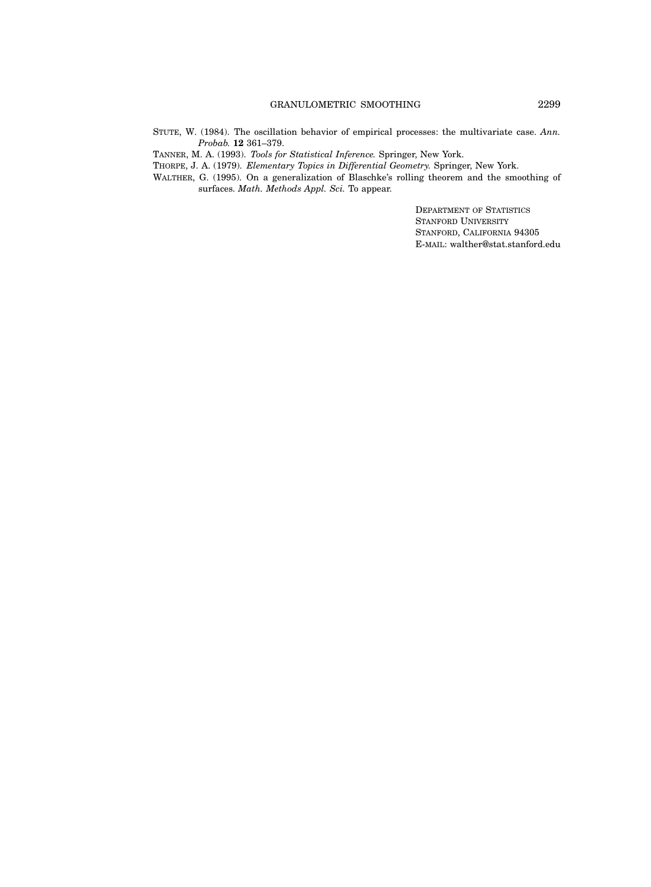STUTE, W. (1984). The oscillation behavior of empirical processes: the multivariate case. *Ann. Probab.* **12** 361–379.

TANNER, M. A. (1993). *Tools for Statistical Inference.* Springer, New York.

THORPE, J. A. (1979). *Elementary Topics in Differential Geometry.* Springer, New York.

WALTHER, G. (1995). On a generalization of Blaschke's rolling theorem and the smoothing of surfaces. *Math. Methods Appl. Sci.* To appear.

DEPARTMENT OF STATISTICS
STANFORD UNIVERSITY
STANFORD, CALIFORNIA 94305
E-MAIL: walther@stat.stanford.edu